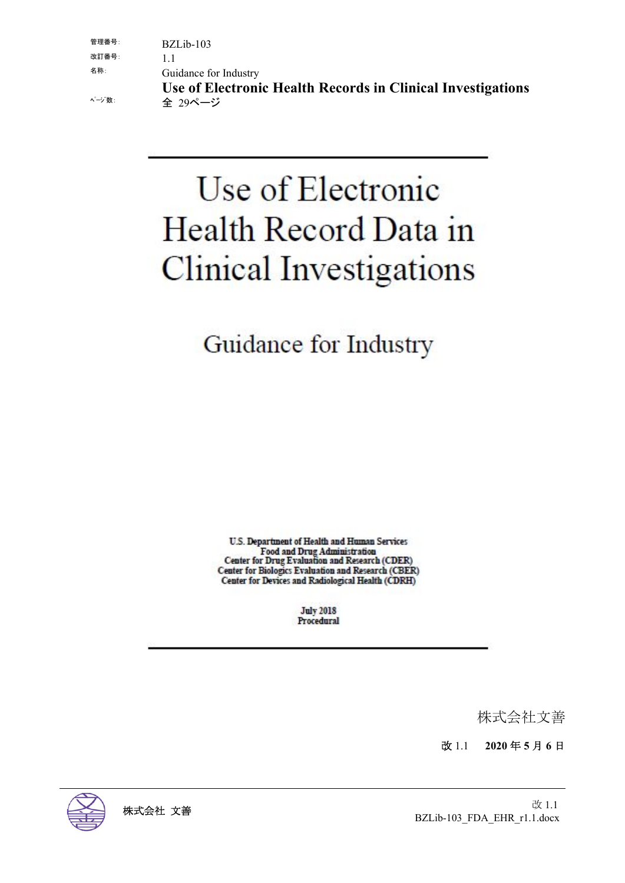| | |
|---|---|
| 管理番号: | BZLib-103 |
| 改訂番号: | 1.1 |
| 名称: | Guidance for Industry<br>**Use of Electronic Health Records in Clinical Investigations** |
| ﾍﾟｰｼﾞ数: | 全 29ページ |

# Use of Electronic Health Record Data in Clinical Investigations

## Guidance for Industry

U.S. Department of Health and Human Services
Food and Drug Administration
Center for Drug Evaluation and Research (CDER)
Center for Biologics Evaluation and Research (CBER)
Center for Devices and Radiological Health (CDRH)

July 2018
Procedural

株式会社文善

**改** 1.1　**2020 年 5 月 6 日**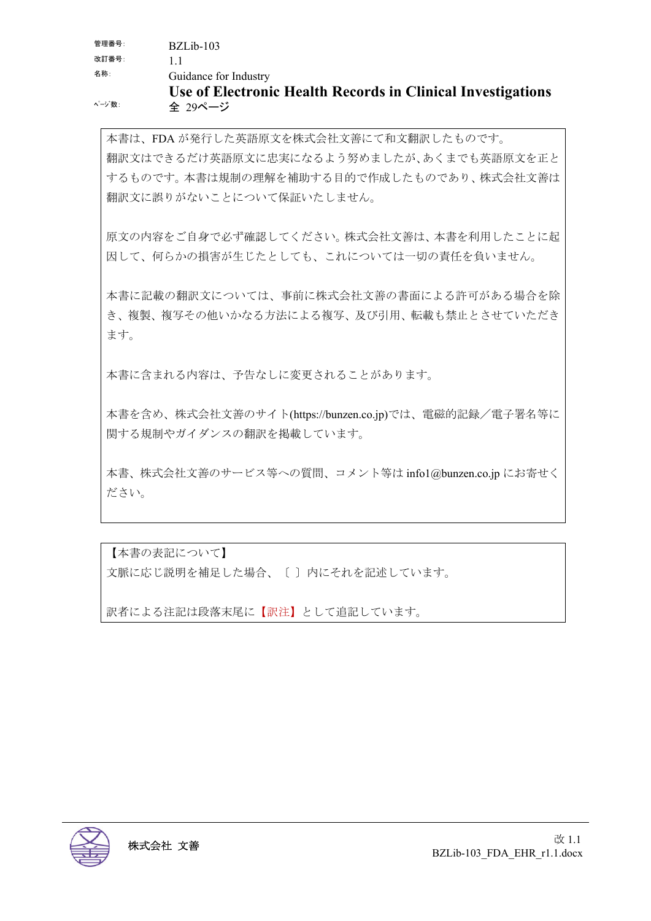| | |
|---|---|
| 管理番号: | BZLib-103 |
| 改訂番号: | 1.1 |
| 名称: | Guidance for Industry<br>**Use of Electronic Health Records in Clinical Investigations** |
| ﾍﾟｰｼﾞ数: | 全 29ページ |

本書は、FDA が発行した英語原文を株式会社文善にて和文翻訳したものです。
翻訳文はできるだけ英語原文に忠実になるよう努めましたが、あくまでも英語原文を正とするものです。本書は規制の理解を補助する目的で作成したものであり、株式会社文善は翻訳文に誤りがないことについて保証いたしません。

原文の内容をご自身で必ず確認してください。株式会社文善は、本書を利用したことに起因して、何らかの損害が生じたとしても、これについては一切の責任を負いません。

本書に記載の翻訳文については、事前に株式会社文善の書面による許可がある場合を除き、複製、複写その他いかなる方法による複写、及び引用、転載も禁止とさせていただきます。

本書に含まれる内容は、予告なしに変更されることがあります。

本書を含め、株式会社文善のサイト(https://bunzen.co.jp)では、電磁的記録／電子署名等に関する規制やガイダンスの翻訳を掲載しています。

本書、株式会社文善のサービス等への質問、コメント等は info1@bunzen.co.jp にお寄せください。

【本書の表記について】
文脈に応じ説明を補足した場合、〔 〕内にそれを記述しています。

訳者による注記は段落末尾に【訳注】として追記しています。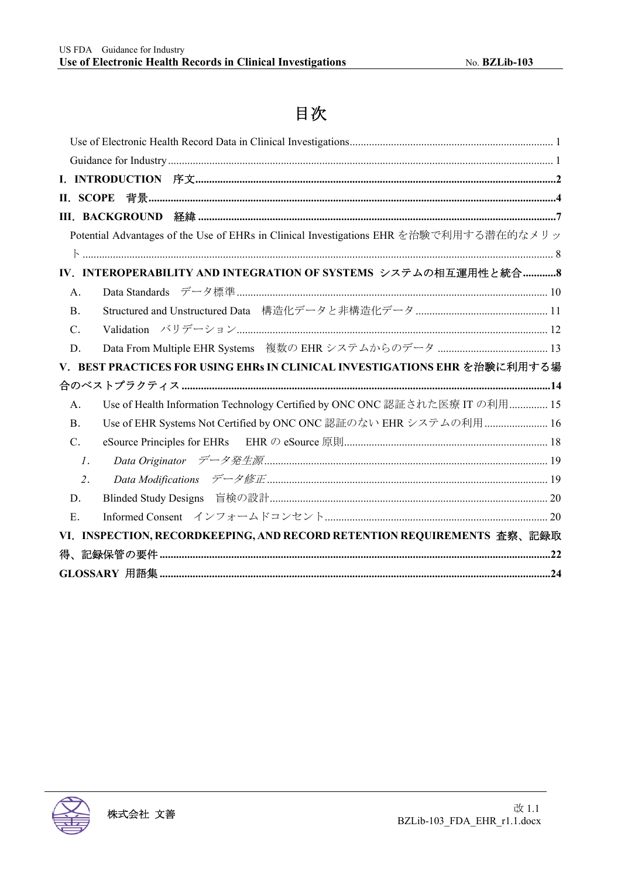# 目次

Use of Electronic Health Record Data in Clinical Investigations ..... 1

Guidance for Industry ..... 1

**I. INTRODUCTION　序文 ..... 2**

**II. SCOPE　背景 ..... 4**

**III. BACKGROUND　経緯 ..... 7**

Potential Advantages of the Use of EHRs in Clinical Investigations EHR を治験で利用する潜在的なメリット ..... 8

**IV. INTEROPERABILITY AND INTEGRATION OF SYSTEMS　システムの相互運用性と統合 ..... 8**

A. Data Standards　データ標準 ..... 10

B. Structured and Unstructured Data　構造化データと非構造化データ ..... 11

C. Validation　バリデーション ..... 12

D. Data From Multiple EHR Systems　複数の EHR システムからのデータ ..... 13

**V. BEST PRACTICES FOR USING EHRs IN CLINICAL INVESTIGATIONS EHR を治験に利用する場合のベストプラクティス ..... 14**

A. Use of Health Information Technology Certified by ONC ONC 認証された医療 IT の利用 ..... 15

B. Use of EHR Systems Not Certified by ONC ONC 認証のない EHR システムの利用 ..... 16

C. eSource Principles for EHRs　EHR の eSource 原則 ..... 18

*1. Data Originator　データ発生源 ..... 19*

*2. Data Modifications　データ修正 ..... 19*

D. Blinded Study Designs　盲検の設計 ..... 20

E. Informed Consent　インフォームドコンセント ..... 20

**VI. INSPECTION, RECORDKEEPING, AND RECORD RETENTION REQUIREMENTS　査察、記録取得、記録保管の要件 ..... 22**

**GLOSSARY　用語集 ..... 24**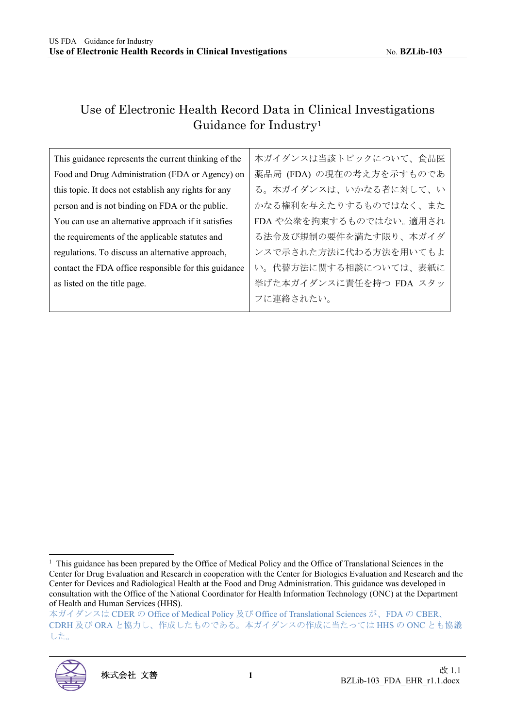# Use of Electronic Health Record Data in Clinical Investigations Guidance for Industry[1]

| This guidance represents the current thinking of the Food and Drug Administration (FDA or Agency) on this topic. It does not establish any rights for any person and is not binding on FDA or the public. You can use an alternative approach if it satisfies the requirements of the applicable statutes and regulations. To discuss an alternative approach, contact the FDA office responsible for this guidance as listed on the title page. | 本ガイダンスは当該トピックについて、食品医薬品局 (FDA) の現在の考え方を示すものである。本ガイダンスは、いかなる者に対して、いかなる権利を与えたりするものではなく、また FDA や公衆を拘束するものではない。適用される法令及び規制の要件を満たす限り、本ガイダンスで示された方法に代わる方法を用いてもよい。代替方法に関する相談については、表紙に挙げた本ガイダンスに責任を持つ FDA スタッフに連絡されたい。 |
|---|---|

[1] This guidance has been prepared by the Office of Medical Policy and the Office of Translational Sciences in the Center for Drug Evaluation and Research in cooperation with the Center for Biologics Evaluation and Research and the Center for Devices and Radiological Health at the Food and Drug Administration. This guidance was developed in consultation with the Office of the National Coordinator for Health Information Technology (ONC) at the Department of Health and Human Services (HHS).
本ガイダンスは CDER の Office of Medical Policy 及び Office of Translational Sciences が、FDA の CBER、CDRH 及び ORA と協力し、作成したものである。本ガイダンスの作成に当たっては HHS の ONC とも協議した。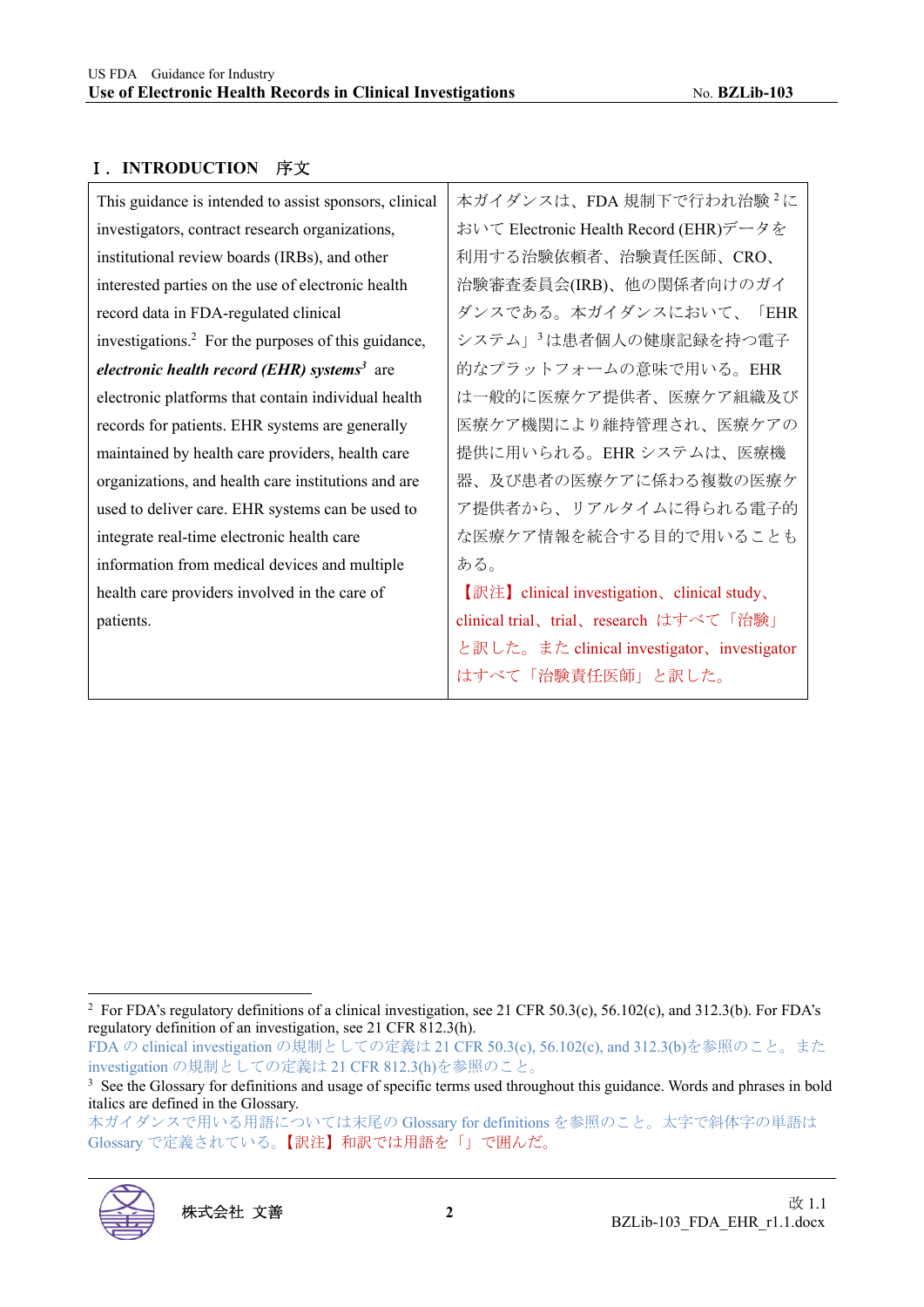## Ⅰ. INTRODUCTION　序文

| | |
|---|---|
| This guidance is intended to assist sponsors, clinical investigators, contract research organizations, institutional review boards (IRBs), and other interested parties on the use of electronic health record data in FDA-regulated clinical investigations.[2] For the purposes of this guidance, ***electronic health record (EHR) systems***[3] are electronic platforms that contain individual health records for patients. EHR systems are generally maintained by health care providers, health care organizations, and health care institutions and are used to deliver care. EHR systems can be used to integrate real-time electronic health care information from medical devices and multiple health care providers involved in the care of patients. | 本ガイダンスは、FDA 規制下で行われ治験[2]において Electronic Health Record (EHR)データを利用する治験依頼者、治験責任医師、CRO、治験審査委員会(IRB)、他の関係者向けのガイダンスである。本ガイダンスにおいて、「EHR システム」[3]は患者個人の健康記録を持つ電子的なプラットフォームの意味で用いる。EHR は一般的に医療ケア提供者、医療ケア組織及び医療ケア機関により維持管理され、医療ケアの提供に用いられる。EHR システムは、医療機器、及び患者の医療ケアに係わる複数の医療ケア提供者から、リアルタイムに得られる電子的な医療ケア情報を統合する目的で用いることもある。<br>【訳注】clinical investigation、clinical study、clinical trial、trial、research はすべて「治験」と訳した。また clinical investigator、investigator はすべて「治験責任医師」と訳した。 |

---

[2] For FDA's regulatory definitions of a clinical investigation, see 21 CFR 50.3(c), 56.102(c), and 312.3(b). For FDA's regulatory definition of an investigation, see 21 CFR 812.3(h).
FDA の clinical investigation の規制としての定義は 21 CFR 50.3(c), 56.102(c), and 312.3(b)を参照のこと。また investigation の規制としての定義は 21 CFR 812.3(h)を参照のこと。

[3] See the Glossary for definitions and usage of specific terms used throughout this guidance. Words and phrases in bold italics are defined in the Glossary.
本ガイダンスで用いる用語については末尾の Glossary for definitions を参照のこと。太字で斜体字の単語は Glossary で定義されている。【訳注】和訳では用語を「」で囲んだ。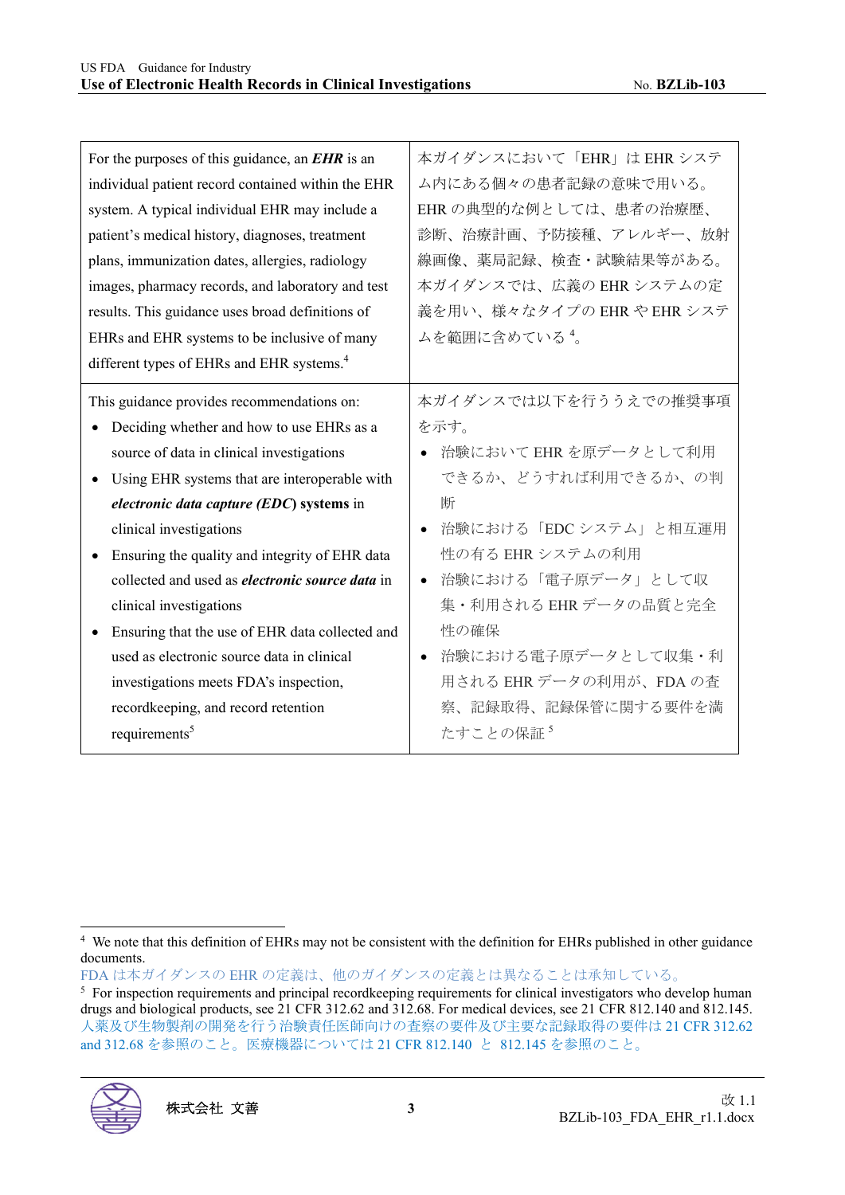| For the purposes of this guidance, an ***EHR*** is an individual patient record contained within the EHR system. A typical individual EHR may include a patient's medical history, diagnoses, treatment plans, immunization dates, allergies, radiology images, pharmacy records, and laboratory and test results. This guidance uses broad definitions of EHRs and EHR systems to be inclusive of many different types of EHRs and EHR systems.[4] | 本ガイダンスにおいて「EHR」は EHR システム内にある個々の患者記録の意味で用いる。EHR の典型的な例としては、患者の治療歴、診断、治療計画、予防接種、アレルギー、放射線画像、薬局記録、検査・試験結果等がある。本ガイダンスでは、広義の EHR システムの定義を用い、様々なタイプの EHR や EHR システムを範囲に含めている[4]。 |
|---|---|
| This guidance provides recommendations on:<br>• Deciding whether and how to use EHRs as a source of data in clinical investigations<br>• Using EHR systems that are interoperable with ***electronic data capture (EDC)*** **systems** in clinical investigations<br>• Ensuring the quality and integrity of EHR data collected and used as ***electronic source data*** in clinical investigations<br>• Ensuring that the use of EHR data collected and used as electronic source data in clinical investigations meets FDA's inspection, recordkeeping, and record retention requirements[5] | 本ガイダンスでは以下を行ううえでの推奨事項を示す。<br>• 治験において EHR を原データとして利用できるか、どうすれば利用できるか、の判断<br>• 治験における「EDC システム」と相互運用性の有る EHR システムの利用<br>• 治験における「電子原データ」として収集・利用される EHR データの品質と完全性の確保<br>• 治験における電子原データとして収集・利用される EHR データの利用が、FDA の査察、記録取得、記録保管に関する要件を満たすことの保証[5] |

[4] We note that this definition of EHRs may not be consistent with the definition for EHRs published in other guidance documents.
FDA は本ガイダンスの EHR の定義は、他のガイダンスの定義とは異なることは承知している。

[5] For inspection requirements and principal recordkeeping requirements for clinical investigators who develop human drugs and biological products, see 21 CFR 312.62 and 312.68. For medical devices, see 21 CFR 812.140 and 812.145.
人薬及び生物製剤の開発を行う治験責任医師向けの査察の要件及び主要な記録取得の要件は 21 CFR 312.62 and 312.68 を参照のこと。医療機器については 21 CFR 812.140 と 812.145 を参照のこと。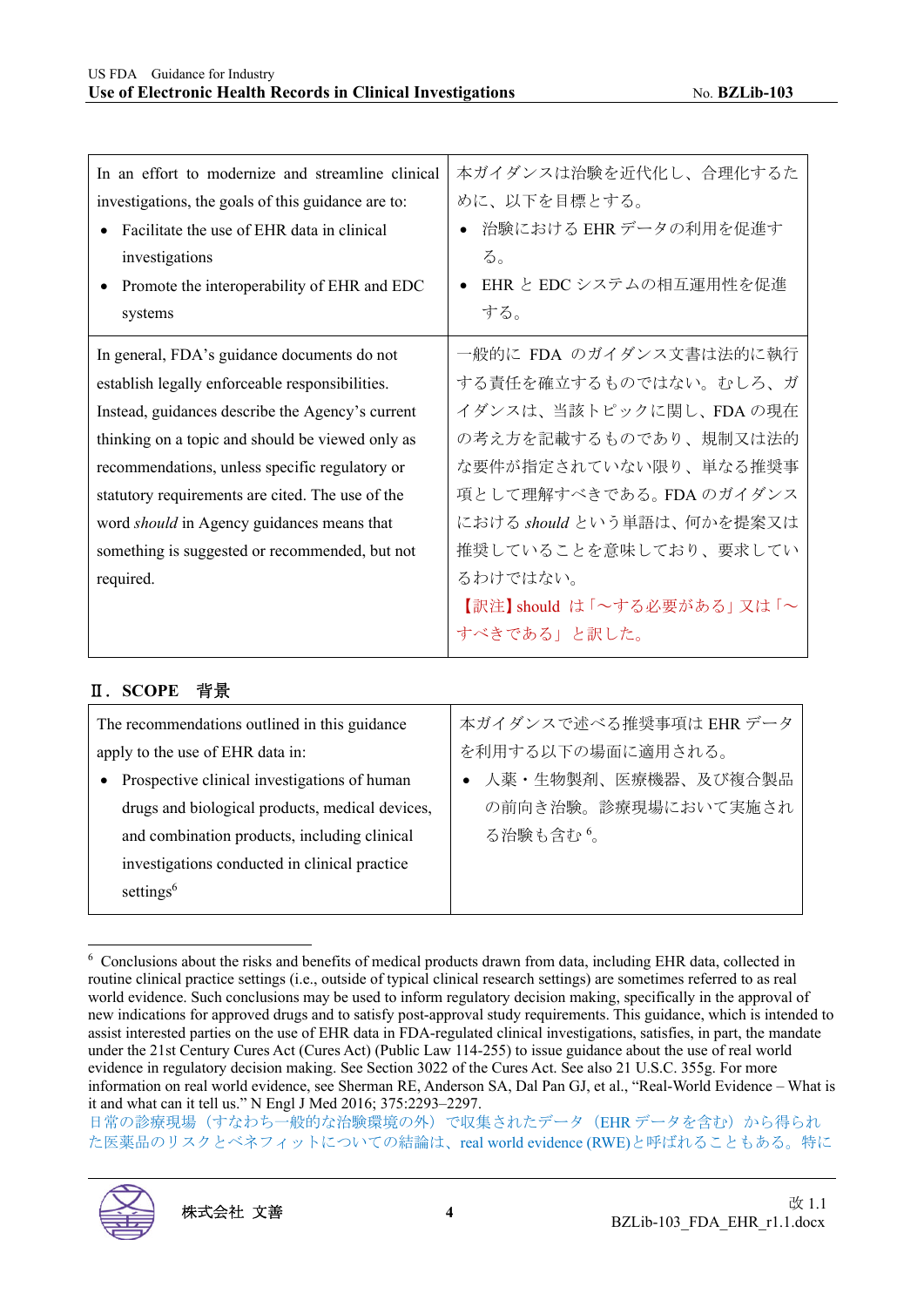| | |
|---|---|
| In an effort to modernize and streamline clinical investigations, the goals of this guidance are to:<br>• Facilitate the use of EHR data in clinical investigations<br>• Promote the interoperability of EHR and EDC systems | 本ガイダンスは治験を近代化し、合理化するために、以下を目標とする。<br>• 治験における EHR データの利用を促進する。<br>• EHR と EDC システムの相互運用性を促進する。 |
| In general, FDA's guidance documents do not establish legally enforceable responsibilities. Instead, guidances describe the Agency's current thinking on a topic and should be viewed only as recommendations, unless specific regulatory or statutory requirements are cited. The use of the word *should* in Agency guidances means that something is suggested or recommended, but not required. | 一般的に FDA のガイダンス文書は法的に執行する責任を確立するものではない。むしろ、ガイダンスは、当該トピックに関し、FDA の現在の考え方を記載するものであり、規制又は法的な要件が指定されていない限り、単なる推奨事項として理解すべきである。FDA のガイダンスにおける *should* という単語は、何かを提案又は推奨していることを意味しており、要求しているわけではない。<br>【訳注】should は「～する必要がある」又は「～すべきである」と訳した。 |

## Ⅱ．SCOPE　背景

| | |
|---|---|
| The recommendations outlined in this guidance apply to the use of EHR data in:<br>• Prospective clinical investigations of human drugs and biological products, medical devices, and combination products, including clinical investigations conducted in clinical practice settings[6] | 本ガイダンスで述べる推奨事項は EHR データを利用する以下の場面に適用される。<br>• 人薬・生物製剤、医療機器、及び複合製品の前向き治験。診療現場において実施される治験も含む[6]。 |

[6] Conclusions about the risks and benefits of medical products drawn from data, including EHR data, collected in routine clinical practice settings (i.e., outside of typical clinical research settings) are sometimes referred to as real world evidence. Such conclusions may be used to inform regulatory decision making, specifically in the approval of new indications for approved drugs and to satisfy post-approval study requirements. This guidance, which is intended to assist interested parties on the use of EHR data in FDA-regulated clinical investigations, satisfies, in part, the mandate under the 21st Century Cures Act (Cures Act) (Public Law 114-255) to issue guidance about the use of real world evidence in regulatory decision making. See Section 3022 of the Cures Act. See also 21 U.S.C. 355g. For more information on real world evidence, see Sherman RE, Anderson SA, Dal Pan GJ, et al., "Real-World Evidence – What is it and what can it tell us." N Engl J Med 2016; 375:2293–2297.
日常の診療現場（すなわち一般的な治験環境の外）で収集されたデータ（EHR データを含む）から得られた医薬品のリスクとベネフィットについての結論は、real world evidence (RWE)と呼ばれることもある。特に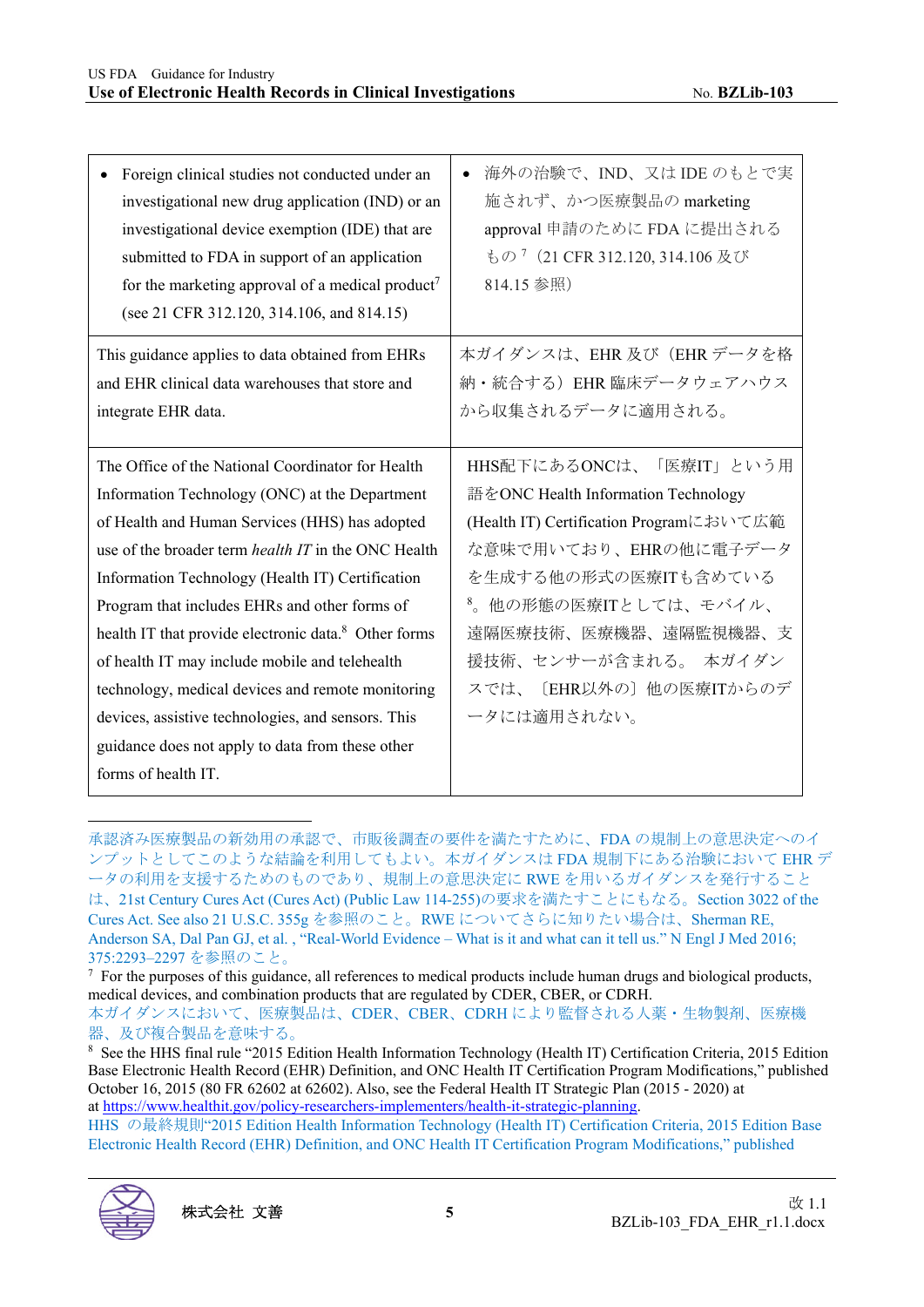| | |
|---|---|
| • Foreign clinical studies not conducted under an investigational new drug application (IND) or an investigational device exemption (IDE) that are submitted to FDA in support of an application for the marketing approval of a medical product[7] (see 21 CFR 312.120, 314.106, and 814.15) | • 海外の治験で、IND、又は IDE のもとで実施されず、かつ医療製品の marketing approval 申請のために FDA に提出されるもの[7]（21 CFR 312.120, 314.106 及び 814.15 参照） |
| This guidance applies to data obtained from EHRs and EHR clinical data warehouses that store and integrate EHR data. | 本ガイダンスは、EHR 及び（EHR データを格納・統合する）EHR 臨床データウェアハウスから収集されるデータに適用される。 |
| The Office of the National Coordinator for Health Information Technology (ONC) at the Department of Health and Human Services (HHS) has adopted use of the broader term *health IT* in the ONC Health Information Technology (Health IT) Certification Program that includes EHRs and other forms of health IT that provide electronic data.[8] Other forms of health IT may include mobile and telehealth technology, medical devices and remote monitoring devices, assistive technologies, and sensors. This guidance does not apply to data from these other forms of health IT. | HHS配下にあるONCは、「医療IT」という用語をONC Health Information Technology (Health IT) Certification Programにおいて広範な意味で用いており、EHRの他に電子データを生成する他の形式の医療ITも含めている[8]。他の形態の医療ITとしては、モバイル、遠隔医療技術、医療機器、遠隔監視機器、支援技術、センサーが含まれる。 本ガイダンスでは、〔EHR以外の〕他の医療ITからのデータには適用されない。 |

---

承認済み医療製品の新効用の承認で、市販後調査の要件を満たすために、FDA の規制上の意思決定へのインプットとしてこのような結論を利用してもよい。本ガイダンスは FDA 規制下にある治験において EHR データの利用を支援するためのものであり、規制上の意思決定に RWE を用いるガイダンスを発行することは、21st Century Cures Act (Cures Act) (Public Law 114-255)の要求を満たすことにもなる。Section 3022 of the Cures Act. See also 21 U.S.C. 355g を参照のこと。RWE についてさらに知りたい場合は、Sherman RE, Anderson SA, Dal Pan GJ, et al. , "Real-World Evidence – What is it and what can it tell us." N Engl J Med 2016; 375:2293–2297 を参照のこと。

[7] For the purposes of this guidance, all references to medical products include human drugs and biological products, medical devices, and combination products that are regulated by CDER, CBER, or CDRH.
本ガイダンスにおいて、医療製品は、CDER、CBER、CDRH により監督される人薬・生物製剤、医療機器、及び複合製品を意味する。

[8] See the HHS final rule "2015 Edition Health Information Technology (Health IT) Certification Criteria, 2015 Edition Base Electronic Health Record (EHR) Definition, and ONC Health IT Certification Program Modifications," published October 16, 2015 (80 FR 62602 at 62602). Also, see the Federal Health IT Strategic Plan (2015 - 2020) at https://www.healthit.gov/policy-researchers-implementers/health-it-strategic-planning.
HHS の最終規則"2015 Edition Health Information Technology (Health IT) Certification Criteria, 2015 Edition Base Electronic Health Record (EHR) Definition, and ONC Health IT Certification Program Modifications," published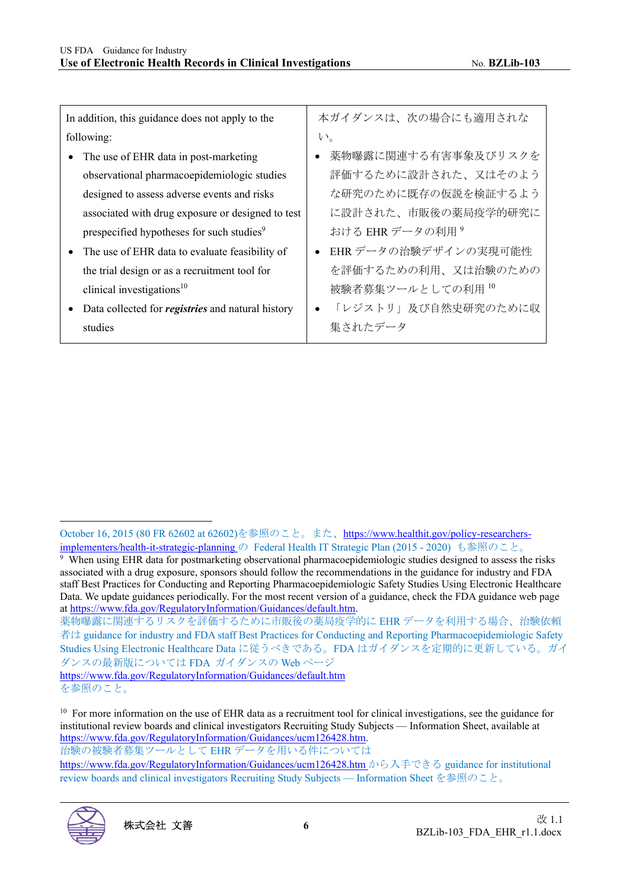| In addition, this guidance does not apply to the following: | 本ガイダンスは、次の場合にも適用されない。 |
|---|---|
| • The use of EHR data in post-marketing observational pharmacoepidemiologic studies designed to assess adverse events and risks associated with drug exposure or designed to test prespecified hypotheses for such studies[9] | • 薬物曝露に関連する有害事象及びリスクを評価するために設計された、又はそのような研究のために既存の仮説を検証するように設計された、市販後の薬局疫学的研究における EHR データの利用 [9] |
| • The use of EHR data to evaluate feasibility of the trial design or as a recruitment tool for clinical investigations[10] | • EHR データの治験デザインの実現可能性を評価するための利用、又は治験のための被験者募集ツールとしての利用 [10] |
| • Data collected for ***registries*** and natural history studies | • 「レジストリ」及び自然史研究のために収集されたデータ |

---

October 16, 2015 (80 FR 62602 at 62602)を参照のこと。また、https://www.healthit.gov/policy-researchers-implementers/health-it-strategic-planning の Federal Health IT Strategic Plan (2015 - 2020) も参照のこと。

[9] When using EHR data for postmarketing observational pharmacoepidemiologic studies designed to assess the risks associated with a drug exposure, sponsors should follow the recommendations in the guidance for industry and FDA staff Best Practices for Conducting and Reporting Pharmacoepidemiologic Safety Studies Using Electronic Healthcare Data. We update guidances periodically. For the most recent version of a guidance, check the FDA guidance web page at https://www.fda.gov/RegulatoryInformation/Guidances/default.htm.
薬物曝露に関連するリスクを評価するために市販後の薬局疫学的に EHR データを利用する場合、治験依頼者は guidance for industry and FDA staff Best Practices for Conducting and Reporting Pharmacoepidemiologic Safety Studies Using Electronic Healthcare Data に従うべきである。FDA はガイダンスを定期的に更新している。ガイダンスの最新版については FDA ガイダンスの Web ページ https://www.fda.gov/RegulatoryInformation/Guidances/default.htm を参照のこと。

[10] For more information on the use of EHR data as a recruitment tool for clinical investigations, see the guidance for institutional review boards and clinical investigators Recruiting Study Subjects — Information Sheet, available at https://www.fda.gov/RegulatoryInformation/Guidances/ucm126428.htm.
治験の被験者募集ツールとして EHR データを用いる件については https://www.fda.gov/RegulatoryInformation/Guidances/ucm126428.htm から入手できる guidance for institutional review boards and clinical investigators Recruiting Study Subjects — Information Sheet を参照のこと。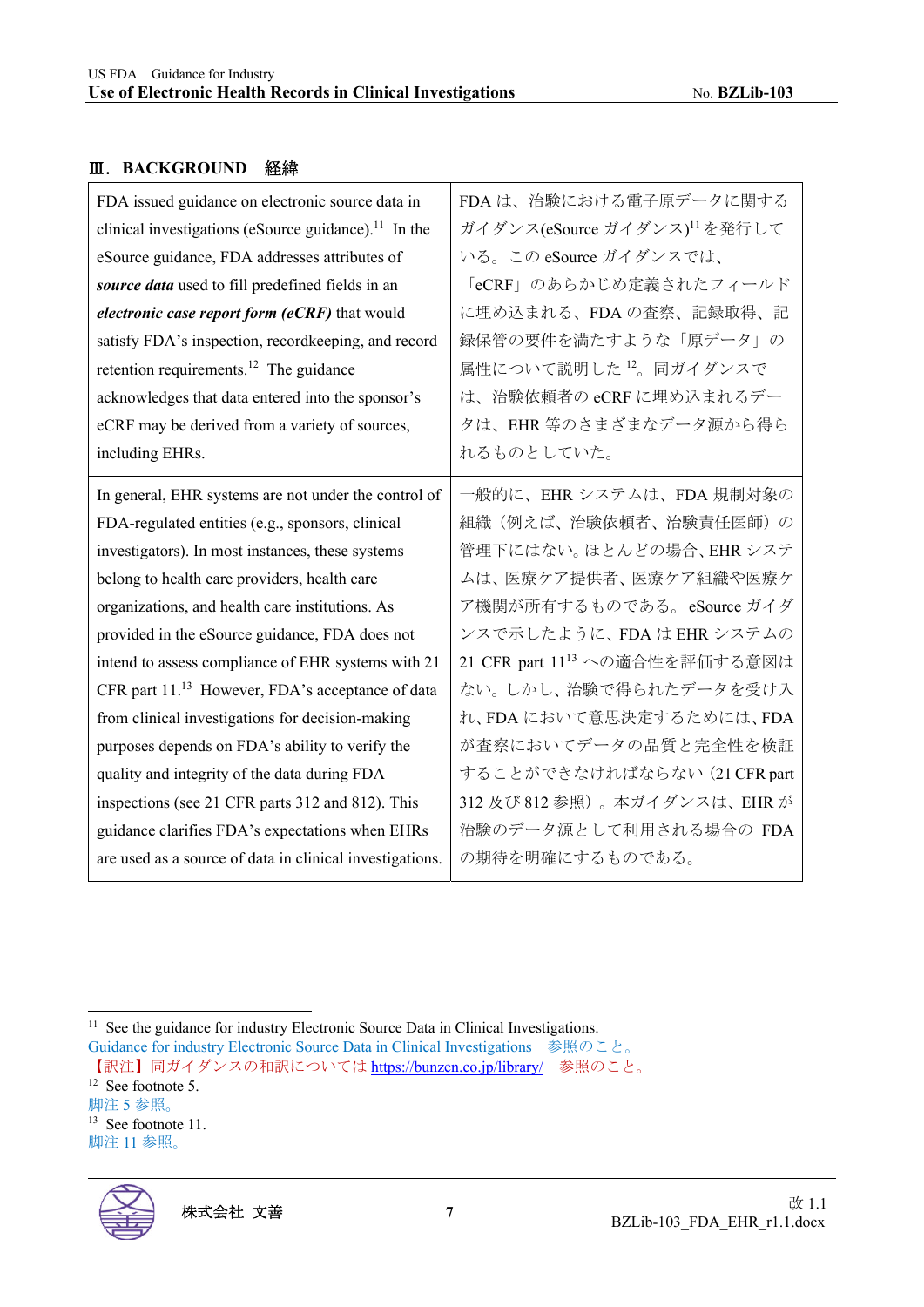## Ⅲ. BACKGROUND　経緯

| FDA issued guidance on electronic source data in clinical investigations (eSource guidance).[11] In the eSource guidance, FDA addresses attributes of ***source data*** used to fill predefined fields in an ***electronic case report form (eCRF)*** that would satisfy FDA's inspection, recordkeeping, and record retention requirements.[12] The guidance acknowledges that data entered into the sponsor's eCRF may be derived from a variety of sources, including EHRs. | FDA は、治験における電子原データに関するガイダンス(eSource ガイダンス)[11] を発行している。この eSource ガイダンスでは、「eCRF」のあらかじめ定義されたフィールドに埋め込まれる、FDA の査察、記録取得、記録保管の要件を満たすような「原データ」の属性について説明した [12]。同ガイダンスでは、治験依頼者の eCRF に埋め込まれるデータは、EHR 等のさまざまなデータ源から得られるものとしていた。 |
|---|---|
| In general, EHR systems are not under the control of FDA-regulated entities (e.g., sponsors, clinical investigators). In most instances, these systems belong to health care providers, health care organizations, and health care institutions. As provided in the eSource guidance, FDA does not intend to assess compliance of EHR systems with 21 CFR part 11.[13] However, FDA's acceptance of data from clinical investigations for decision-making purposes depends on FDA's ability to verify the quality and integrity of the data during FDA inspections (see 21 CFR parts 312 and 812). This guidance clarifies FDA's expectations when EHRs are used as a source of data in clinical investigations. | 一般的に、EHR システムは、FDA 規制対象の組織（例えば、治験依頼者、治験責任医師）の管理下にはない。ほとんどの場合、EHR システムは、医療ケア提供者、医療ケア組織や医療ケア機関が所有するものである。 eSource ガイダンスで示したように、FDA は EHR システムの 21 CFR part 11[13] への適合性を評価する意図はない。しかし、治験で得られたデータを受け入れ、FDA において意思決定するためには、FDA が査察においてデータの品質と完全性を検証することができなければならない（21 CFR part 312 及び 812 参照）。本ガイダンスは、EHR が治験のデータ源として利用される場合の FDA の期待を明確にするものである。 |

---

[11] See the guidance for industry Electronic Source Data in Clinical Investigations.
Guidance for industry Electronic Source Data in Clinical Investigations　参照のこと。
【訳注】同ガイダンスの和訳については https://bunzen.co.jp/library/　参照のこと。

[12] See footnote 5.
脚注 5 参照。

[13] See footnote 11.
脚注 11 参照。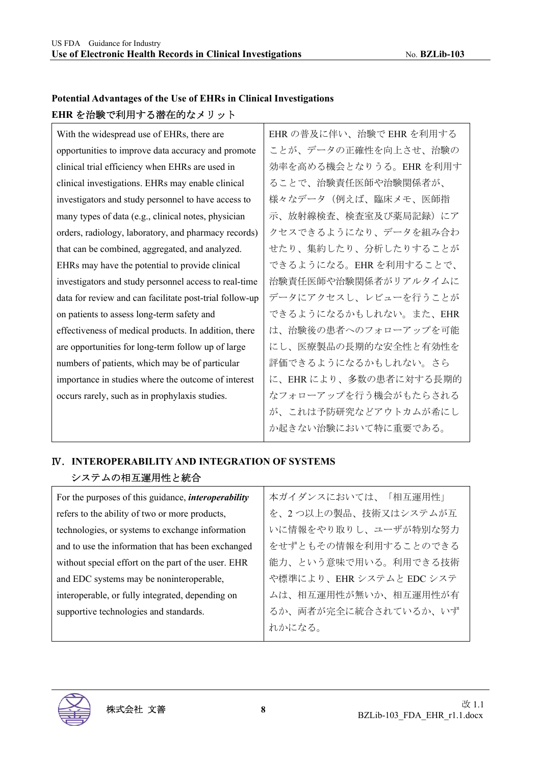**Potential Advantages of the Use of EHRs in Clinical Investigations**
**EHR を治験で利用する潜在的なメリット**

| | |
|---|---|
| With the widespread use of EHRs, there are opportunities to improve data accuracy and promote clinical trial efficiency when EHRs are used in clinical investigations. EHRs may enable clinical investigators and study personnel to have access to many types of data (e.g., clinical notes, physician orders, radiology, laboratory, and pharmacy records) that can be combined, aggregated, and analyzed. EHRs may have the potential to provide clinical investigators and study personnel access to real-time data for review and can facilitate post-trial follow-up on patients to assess long-term safety and effectiveness of medical products. In addition, there are opportunities for long-term follow up of large numbers of patients, which may be of particular importance in studies where the outcome of interest occurs rarely, such as in prophylaxis studies. | EHR の普及に伴い、治験で EHR を利用することが、データの正確性を向上させ、治験の効率を高める機会となりうる。EHR を利用することで、治験責任医師や治験関係者が、様々なデータ（例えば、臨床メモ、医師指示、放射線検査、検査室及び薬局記録）にアクセスできるようになり、データを組み合わせたり、集約したり、分析したりすることができるようになる。EHR を利用することで、治験責任医師や治験関係者がリアルタイムにデータにアクセスし、レビューを行うことができるようになるかもしれない。また、EHR は、治験後の患者へのフォローアップを可能にし、医療製品の長期的な安全性と有効性を評価できるようになるかもしれない。さらに、EHR により、多数の患者に対する長期的なフォローアップを行う機会がもたらされるが、これは予防研究などアウトカムが希にしか起きない治験において特に重要である。 |

## Ⅳ. INTEROPERABILITY AND INTEGRATION OF SYSTEMS
## システムの相互運用性と統合

| | |
|---|---|
| For the purposes of this guidance, ***interoperability*** refers to the ability of two or more products, technologies, or systems to exchange information and to use the information that has been exchanged without special effort on the part of the user. EHR and EDC systems may be noninteroperable, interoperable, or fully integrated, depending on supportive technologies and standards. | 本ガイダンスにおいては、「相互運用性」を、2 つ以上の製品、技術又はシステムが互いに情報をやり取りし、ユーザが特別な努力をせずともその情報を利用することのできる能力、という意味で用いる。利用できる技術や標準により、EHR システムと EDC システムは、相互運用性が無いか、相互運用性が有るか、両者が完全に統合されているか、いずれかになる。 |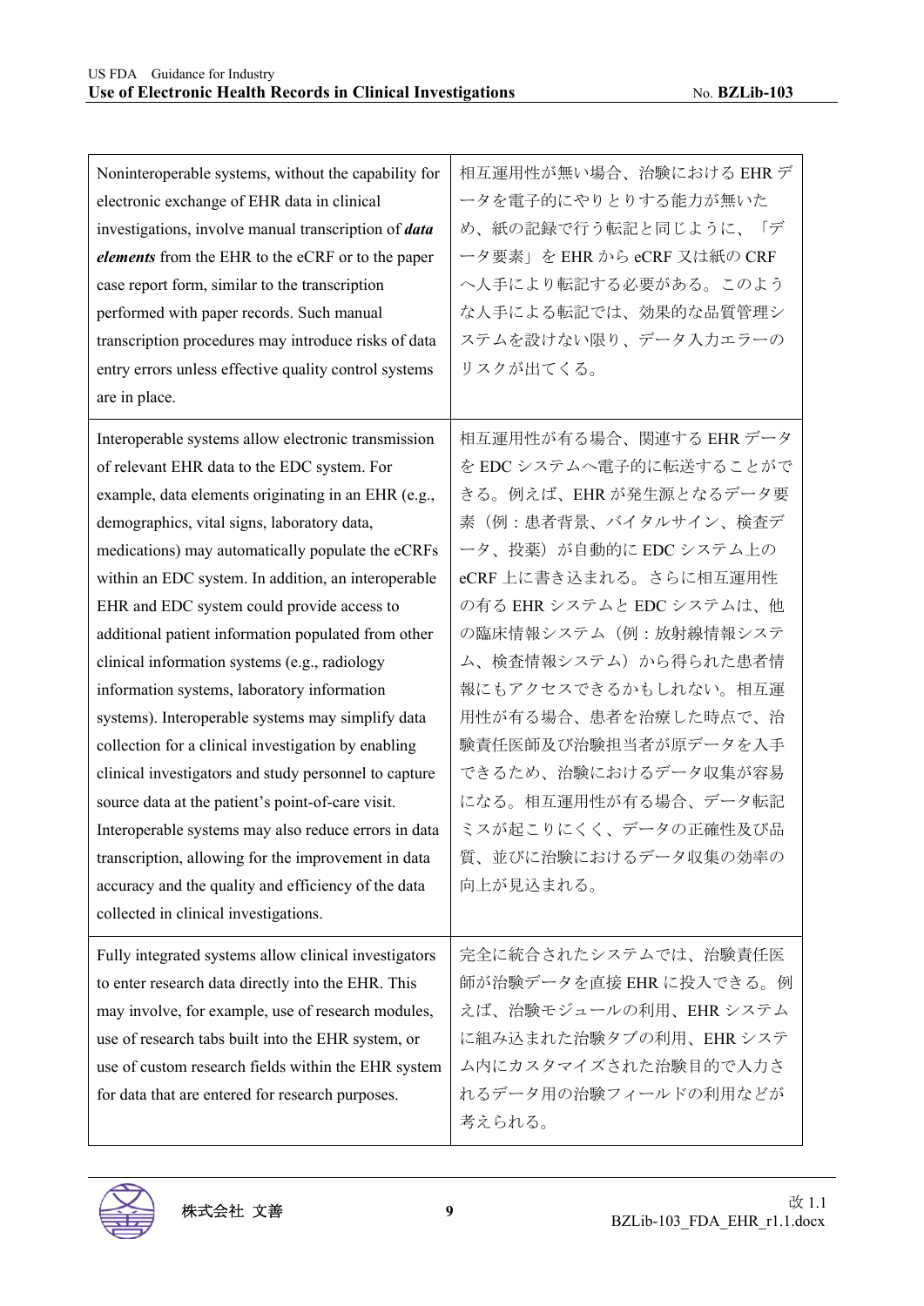| | |
|---|---|
| Noninteroperable systems, without the capability for electronic exchange of EHR data in clinical investigations, involve manual transcription of ***data elements*** from the EHR to the eCRF or to the paper case report form, similar to the transcription performed with paper records. Such manual transcription procedures may introduce risks of data entry errors unless effective quality control systems are in place. | 相互運用性が無い場合、治験における EHR データを電子的にやりとりする能力が無いため、紙の記録で行う転記と同じように、「データ要素」を EHR から eCRF 又は紙の CRF へ人手により転記する必要がある。このような人手による転記では、効果的な品質管理システムを設けない限り、データ入力エラーのリスクが出てくる。 |
| Interoperable systems allow electronic transmission of relevant EHR data to the EDC system. For example, data elements originating in an EHR (e.g., demographics, vital signs, laboratory data, medications) may automatically populate the eCRFs within an EDC system. In addition, an interoperable EHR and EDC system could provide access to additional patient information populated from other clinical information systems (e.g., radiology information systems, laboratory information systems). Interoperable systems may simplify data collection for a clinical investigation by enabling clinical investigators and study personnel to capture source data at the patient's point-of-care visit. Interoperable systems may also reduce errors in data transcription, allowing for the improvement in data accuracy and the quality and efficiency of the data collected in clinical investigations. | 相互運用性が有る場合、関連する EHR データを EDC システムへ電子的に転送することができる。例えば、EHR が発生源となるデータ要素（例：患者背景、バイタルサイン、検査データ、投薬）が自動的に EDC システム上の eCRF 上に書き込まれる。さらに相互運用性の有る EHR システムと EDC システムは、他の臨床情報システム（例：放射線情報システム、検査情報システム）から得られた患者情報にもアクセスできるかもしれない。相互運用性が有る場合、患者を治療した時点で、治験責任医師及び治験担当者が原データを入手できるため、治験におけるデータ収集が容易になる。相互運用性が有る場合、データ転記ミスが起こりにくく、データの正確性及び品質、並びに治験におけるデータ収集の効率の向上が見込まれる。 |
| Fully integrated systems allow clinical investigators to enter research data directly into the EHR. This may involve, for example, use of research modules, use of research tabs built into the EHR system, or use of custom research fields within the EHR system for data that are entered for research purposes. | 完全に統合されたシステムでは、治験責任医師が治験データを直接 EHR に投入できる。例えば、治験モジュールの利用、EHR システムに組み込まれた治験タブの利用、EHR システム内にカスタマイズされた治験目的で入力されるデータ用の治験フィールドの利用などが考えられる。 |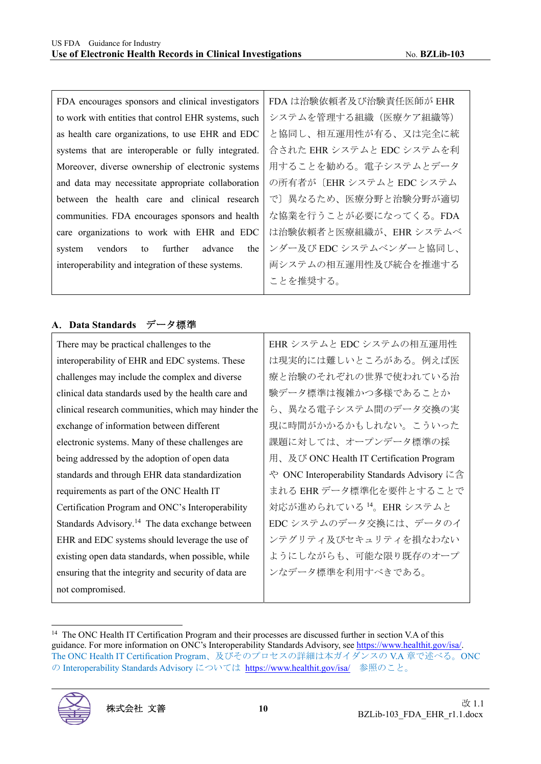| FDA encourages sponsors and clinical investigators to work with entities that control EHR systems, such as health care organizations, to use EHR and EDC systems that are interoperable or fully integrated. Moreover, diverse ownership of electronic systems and data may necessitate appropriate collaboration between the health care and clinical research communities. FDA encourages sponsors and health care organizations to work with EHR and EDC system vendors to further advance the interoperability and integration of these systems. | FDA は治験依頼者及び治験責任医師が EHR システムを管理する組織（医療ケア組織等）と協同し、相互運用性が有る、又は完全に統合された EHR システムと EDC システムを利用することを勧める。電子システムとデータの所有者が〔EHR システムと EDC システムで〕異なるため、医療分野と治験分野が適切な協業を行うことが必要になってくる。FDA は治験依頼者と医療組織が、EHR システムベンダー及び EDC システムベンダーと協同し、両システムの相互運用性及び統合を推進することを推奨する。 |
|---|---|

## A. Data Standards　データ標準

| There may be practical challenges to the interoperability of EHR and EDC systems. These challenges may include the complex and diverse clinical data standards used by the health care and clinical research communities, which may hinder the exchange of information between different electronic systems. Many of these challenges are being addressed by the adoption of open data standards and through EHR data standardization requirements as part of the ONC Health IT Certification Program and ONC's Interoperability Standards Advisory.[14] The data exchange between EHR and EDC systems should leverage the use of existing open data standards, when possible, while ensuring that the integrity and security of data are not compromised. | EHR システムと EDC システムの相互運用性は現実的には難しいところがある。例えば医療と治験のそれぞれの世界で使われている治験データ標準は複雑かつ多様であることから、異なる電子システム間のデータ交換の実現に時間がかかるかもしれない。こういった課題に対しては、オープンデータ標準の採用、及び ONC Health IT Certification Program や ONC Interoperability Standards Advisory に含まれる EHR データ標準化を要件とすることで対応が進められている [14]。EHR システムと EDC システムのデータ交換には、データのインテグリティ及びセキュリティを損なわないようにしながらも、可能な限り既存のオープンなデータ標準を利用すべきである。 |
|---|---|

[14] The ONC Health IT Certification Program and their processes are discussed further in section V.A of this guidance. For more information on ONC's Interoperability Standards Advisory, see https://www.healthit.gov/isa/.
The ONC Health IT Certification Program、及びそのプロセスの詳細は本ガイダンスの V.A 章で述べる。ONC の Interoperability Standards Advisory については https://www.healthit.gov/isa/ 参照のこと。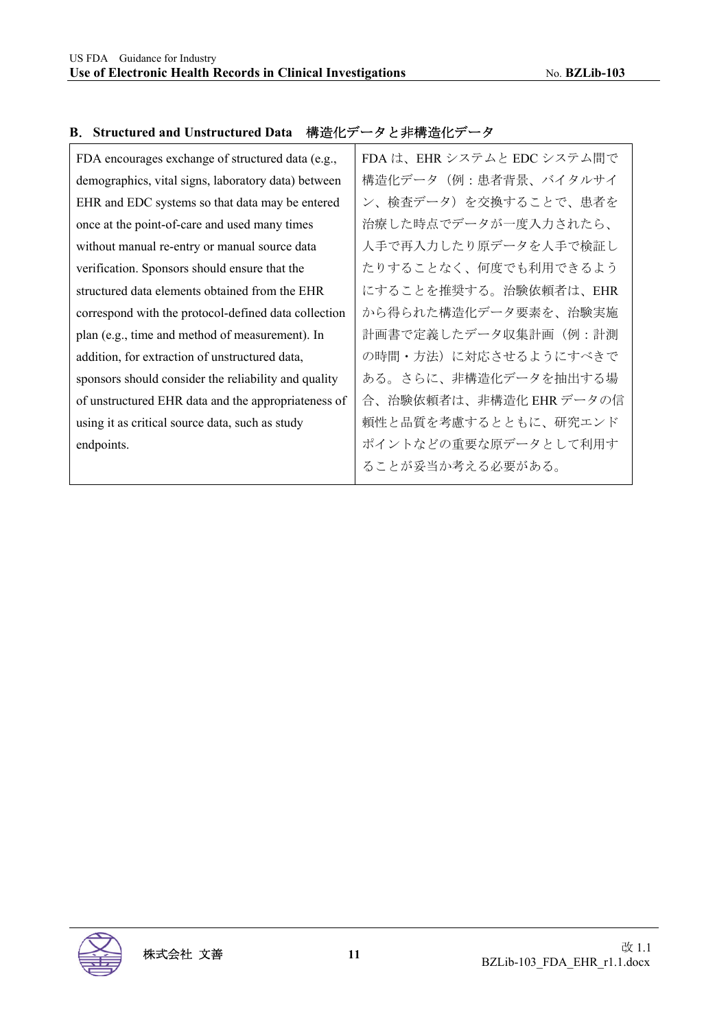### B. Structured and Unstructured Data　構造化データと非構造化データ

| FDA encourages exchange of structured data (e.g., demographics, vital signs, laboratory data) between EHR and EDC systems so that data may be entered once at the point-of-care and used many times without manual re-entry or manual source data verification. Sponsors should ensure that the structured data elements obtained from the EHR correspond with the protocol-defined data collection plan (e.g., time and method of measurement). In addition, for extraction of unstructured data, sponsors should consider the reliability and quality of unstructured EHR data and the appropriateness of using it as critical source data, such as study endpoints. | FDA は、EHR システムと EDC システム間で構造化データ（例：患者背景、バイタルサイン、検査データ）を交換することで、患者を治療した時点でデータが一度入力されたら、人手で再入力したり原データを人手で検証したりすることなく、何度でも利用できるようにすることを推奨する。治験依頼者は、EHR から得られた構造化データ要素を、治験実施計画書で定義したデータ収集計画（例：計測の時間・方法）に対応させるようにすべきである。さらに、非構造化データを抽出する場合、治験依頼者は、非構造化 EHR データの信頼性と品質を考慮するとともに、研究エンドポイントなどの重要な原データとして利用することが妥当か考える必要がある。 |
|---|---|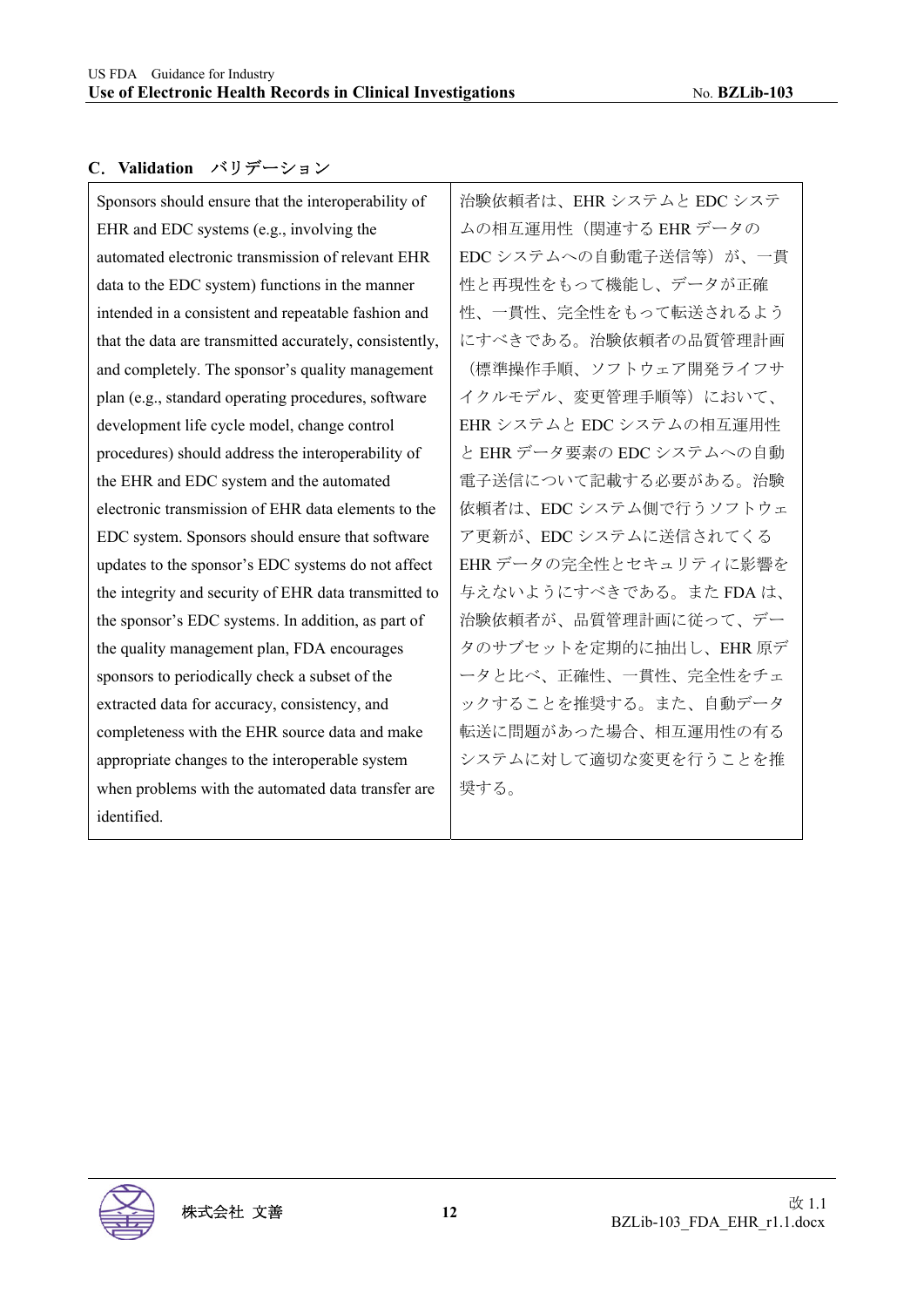### C. Validation　バリデーション

| Sponsors should ensure that the interoperability of EHR and EDC systems (e.g., involving the automated electronic transmission of relevant EHR data to the EDC system) functions in the manner intended in a consistent and repeatable fashion and that the data are transmitted accurately, consistently, and completely. The sponsor's quality management plan (e.g., standard operating procedures, software development life cycle model, change control procedures) should address the interoperability of the EHR and EDC system and the automated electronic transmission of EHR data elements to the EDC system. Sponsors should ensure that software updates to the sponsor's EDC systems do not affect the integrity and security of EHR data transmitted to the sponsor's EDC systems. In addition, as part of the quality management plan, FDA encourages sponsors to periodically check a subset of the extracted data for accuracy, consistency, and completeness with the EHR source data and make appropriate changes to the interoperable system when problems with the automated data transfer are identified. | 治験依頼者は、EHR システムと EDC システムの相互運用性（関連する EHR データの EDC システムへの自動電子送信等）が、一貫性と再現性をもって機能し、データが正確性、一貫性、完全性をもって転送されるようにすべきである。治験依頼者の品質管理計画（標準操作手順、ソフトウェア開発ライフサイクルモデル、変更管理手順等）において、EHR システムと EDC システムの相互運用性と EHR データ要素の EDC システムへの自動電子送信について記載する必要がある。治験依頼者は、EDC システム側で行うソフトウェア更新が、EDC システムに送信されてくる EHR データの完全性とセキュリティに影響を与えないようにすべきである。また FDA は、治験依頼者が、品質管理計画に従って、データのサブセットを定期的に抽出し、EHR 原データと比べ、正確性、一貫性、完全性をチェックすることを推奨する。また、自動データ転送に問題があった場合、相互運用性の有るシステムに対して適切な変更を行うことを推奨する。 |
|---|---|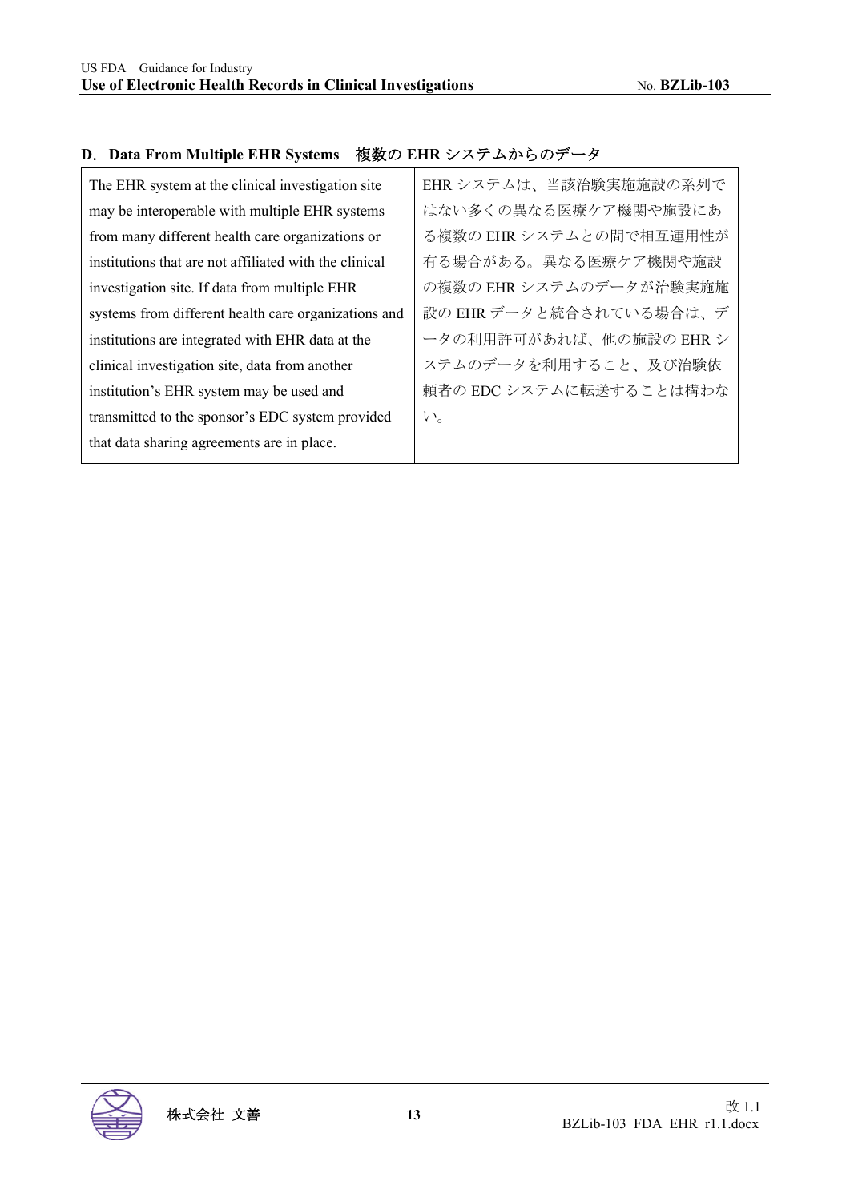### D. Data From Multiple EHR Systems　複数の EHR システムからのデータ

| | |
|---|---|
| The EHR system at the clinical investigation site may be interoperable with multiple EHR systems from many different health care organizations or institutions that are not affiliated with the clinical investigation site. If data from multiple EHR systems from different health care organizations and institutions are integrated with EHR data at the clinical investigation site, data from another institution's EHR system may be used and transmitted to the sponsor's EDC system provided that data sharing agreements are in place. | EHR システムは、当該治験実施施設の系列ではない多くの異なる医療ケア機関や施設にある複数の EHR システムとの間で相互運用性が有る場合がある。異なる医療ケア機関や施設の複数の EHR システムのデータが治験実施施設の EHR データと統合されている場合は、データの利用許可があれば、他の施設の EHR システムのデータを利用すること、及び治験依頼者の EDC システムに転送することは構わない。 |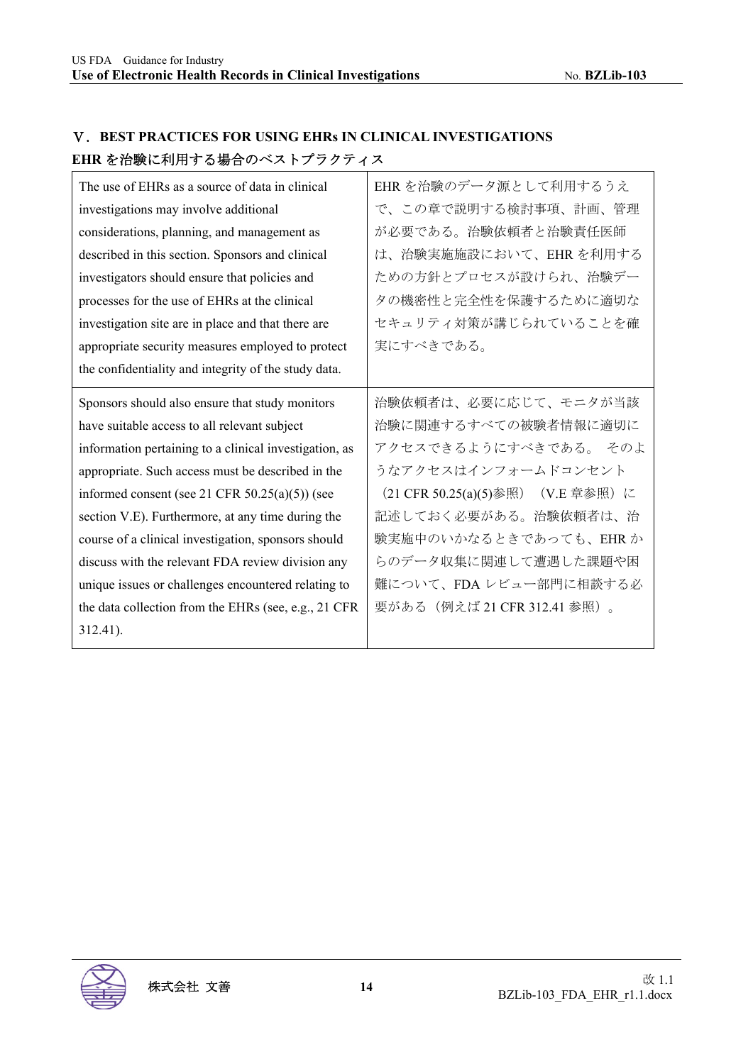## V．BEST PRACTICES FOR USING EHRs IN CLINICAL INVESTIGATIONS

## EHR を治験に利用する場合のベストプラクティス

| The use of EHRs as a source of data in clinical investigations may involve additional considerations, planning, and management as described in this section. Sponsors and clinical investigators should ensure that policies and processes for the use of EHRs at the clinical investigation site are in place and that there are appropriate security measures employed to protect the confidentiality and integrity of the study data. | EHR を治験のデータ源として利用するうえで、この章で説明する検討事項、計画、管理が必要である。治験依頼者と治験責任医師は、治験実施施設において、EHR を利用するための方針とプロセスが設けられ、治験データの機密性と完全性を保護するために適切なセキュリティ対策が講じられていることを確実にすべきである。 |
|---|---|
| Sponsors should also ensure that study monitors have suitable access to all relevant subject information pertaining to a clinical investigation, as appropriate. Such access must be described in the informed consent (see 21 CFR 50.25(a)(5)) (see section V.E). Furthermore, at any time during the course of a clinical investigation, sponsors should discuss with the relevant FDA review division any unique issues or challenges encountered relating to the data collection from the EHRs (see, e.g., 21 CFR 312.41). | 治験依頼者は、必要に応じて、モニタが当該治験に関連するすべての被験者情報に適切にアクセスできるようにすべきである。 そのようなアクセスはインフォームドコンセント（21 CFR 50.25(a)(5)参照）（V.E 章参照）に記述しておく必要がある。治験依頼者は、治験実施中のいかなるときであっても、EHR からのデータ収集に関連して遭遇した課題や困難について、FDA レビュー部門に相談する必要がある（例えば 21 CFR 312.41 参照）。 |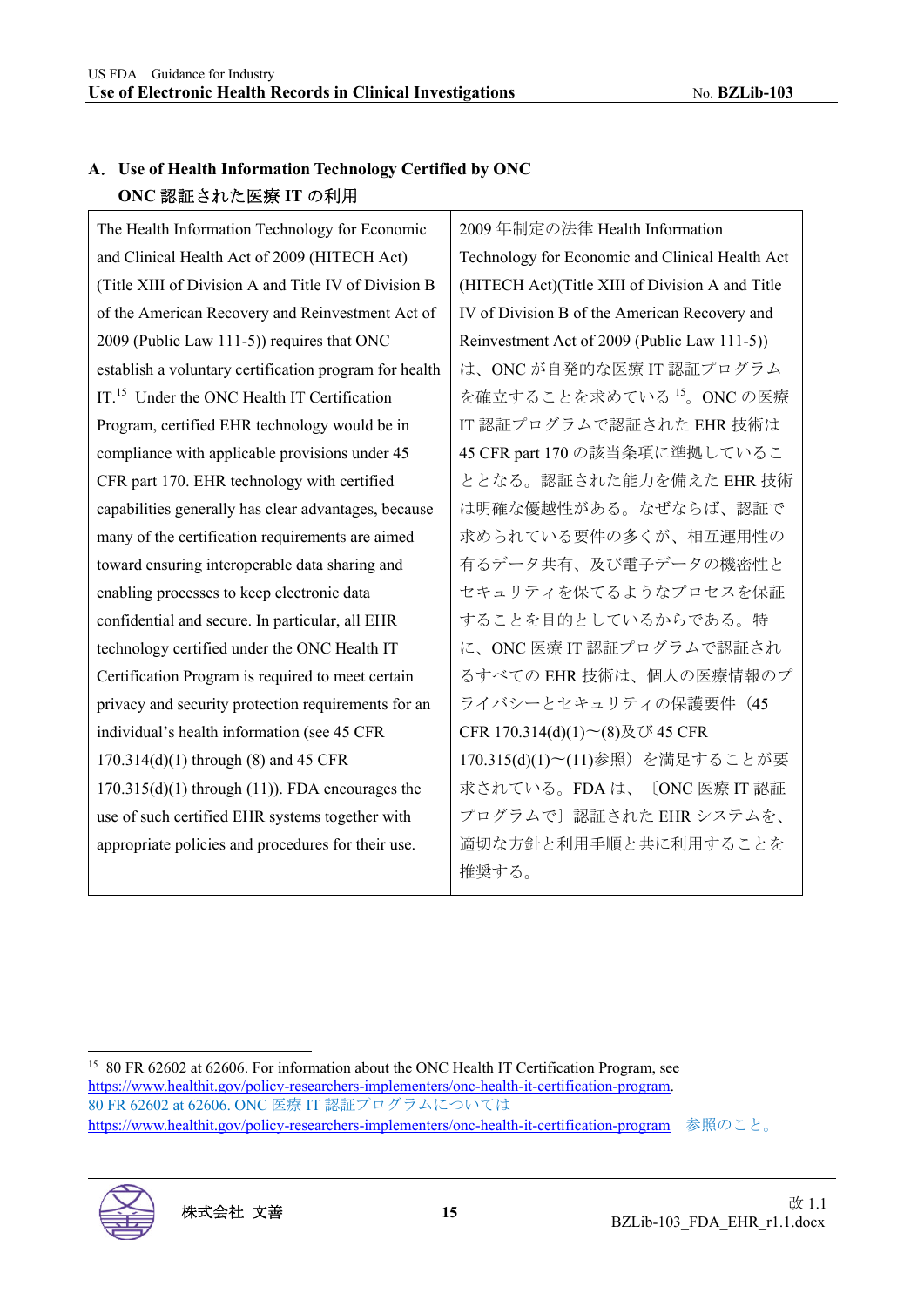## A. Use of Health Information Technology Certified by ONC
## ONC 認証された医療 IT の利用

| | |
|---|---|
| The Health Information Technology for Economic and Clinical Health Act of 2009 (HITECH Act) (Title XIII of Division A and Title IV of Division B of the American Recovery and Reinvestment Act of 2009 (Public Law 111-5)) requires that ONC establish a voluntary certification program for health IT.[15] Under the ONC Health IT Certification Program, certified EHR technology would be in compliance with applicable provisions under 45 CFR part 170. EHR technology with certified capabilities generally has clear advantages, because many of the certification requirements are aimed toward ensuring interoperable data sharing and enabling processes to keep electronic data confidential and secure. In particular, all EHR technology certified under the ONC Health IT Certification Program is required to meet certain privacy and security protection requirements for an individual's health information (see 45 CFR 170.314(d)(1) through (8) and 45 CFR 170.315(d)(1) through (11)). FDA encourages the use of such certified EHR systems together with appropriate policies and procedures for their use. | 2009 年制定の法律 Health Information Technology for Economic and Clinical Health Act (HITECH Act)(Title XIII of Division A and Title IV of Division B of the American Recovery and Reinvestment Act of 2009 (Public Law 111-5)) は、ONC が自発的な医療 IT 認証プログラムを確立することを求めている[15]。ONC の医療 IT 認証プログラムで認証された EHR 技術は 45 CFR part 170 の該当条項に準拠していることとなる。認証された能力を備えた EHR 技術は明確な優越性がある。なぜならば、認証で求められている要件の多くが、相互運用性の有るデータ共有、及び電子データの機密性とセキュリティを保てるようなプロセスを保証することを目的としているからである。特に、ONC 医療 IT 認証プログラムで認証されるすべての EHR 技術は、個人の医療情報のプライバシーとセキュリティの保護要件（45 CFR 170.314(d)(1)～(8)及び 45 CFR 170.315(d)(1)～(11)参照）を満足することが要求されている。FDA は、〔ONC 医療 IT 認証プログラムで〕認証された EHR システムを、適切な方針と利用手順と共に利用することを推奨する。 |

[15] 80 FR 62602 at 62606. For information about the ONC Health IT Certification Program, see https://www.healthit.gov/policy-researchers-implementers/onc-health-it-certification-program.
80 FR 62602 at 62606. ONC 医療 IT 認証プログラムについては https://www.healthit.gov/policy-researchers-implementers/onc-health-it-certification-program 参照のこと。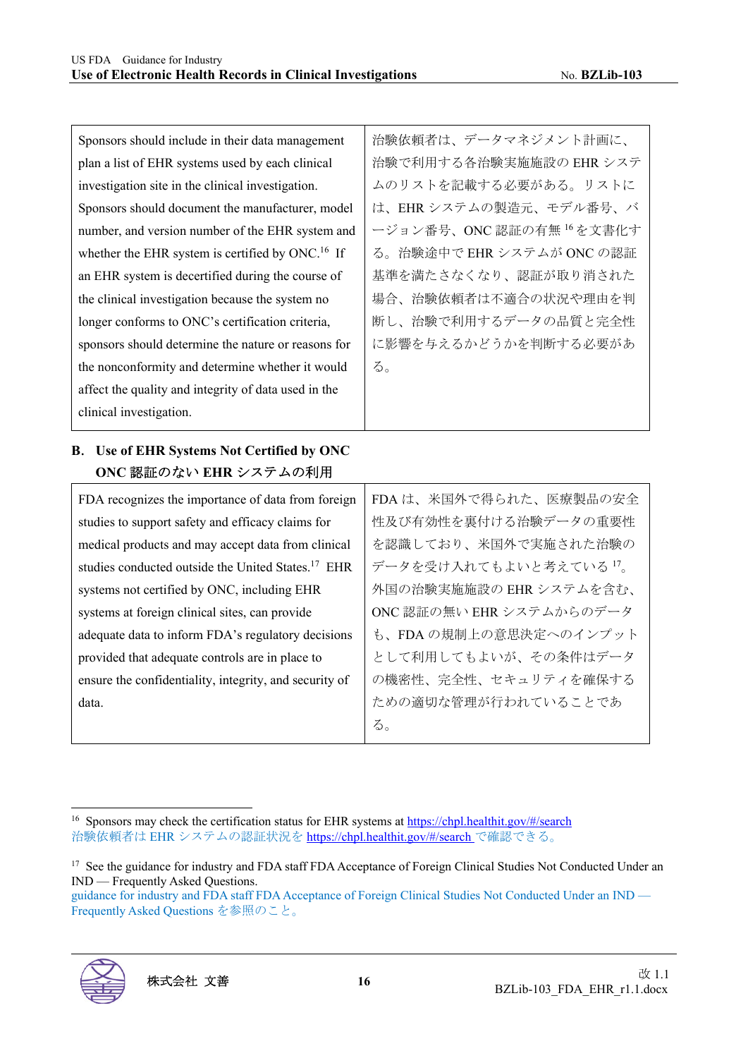| Sponsors should include in their data management plan a list of EHR systems used by each clinical investigation site in the clinical investigation. Sponsors should document the manufacturer, model number, and version number of the EHR system and whether the EHR system is certified by ONC.[16] If an EHR system is decertified during the course of the clinical investigation because the system no longer conforms to ONC's certification criteria, sponsors should determine the nature or reasons for the nonconformity and determine whether it would affect the quality and integrity of data used in the clinical investigation. | 治験依頼者は、データマネジメント計画に、治験で利用する各治験実施施設の EHR システムのリストを記載する必要がある。リストには、EHR システムの製造元、モデル番号、バージョン番号、ONC 認証の有無[16]を文書化する。治験途中で EHR システムが ONC の認証基準を満たさなくなり、認証が取り消された場合、治験依頼者は不適合の状況や理由を判断し、治験で利用するデータの品質と完全性に影響を与えるかどうかを判断する必要がある。 |
|---|---|

## B. Use of EHR Systems Not Certified by ONC
## ONC 認証のない EHR システムの利用

| FDA recognizes the importance of data from foreign studies to support safety and efficacy claims for medical products and may accept data from clinical studies conducted outside the United States.[17] EHR systems not certified by ONC, including EHR systems at foreign clinical sites, can provide adequate data to inform FDA's regulatory decisions provided that adequate controls are in place to ensure the confidentiality, integrity, and security of data. | FDA は、米国外で得られた、医療製品の安全性及び有効性を裏付ける治験データの重要性を認識しており、米国外で実施された治験のデータを受け入れてもよいと考えている[17]。外国の治験実施施設の EHR システムを含む、ONC 認証の無い EHR システムからのデータも、FDA の規制上の意思決定へのインプットとして利用してもよいが、その条件はデータの機密性、完全性、セキュリティを確保するための適切な管理が行われていることである。 |
|---|---|

---

[16] Sponsors may check the certification status for EHR systems at https://chpl.healthit.gov/#/search
治験依頼者は EHR システムの認証状況を https://chpl.healthit.gov/#/search で確認できる。

[17] See the guidance for industry and FDA staff FDA Acceptance of Foreign Clinical Studies Not Conducted Under an IND — Frequently Asked Questions.
guidance for industry and FDA staff FDA Acceptance of Foreign Clinical Studies Not Conducted Under an IND — Frequently Asked Questions を参照のこと。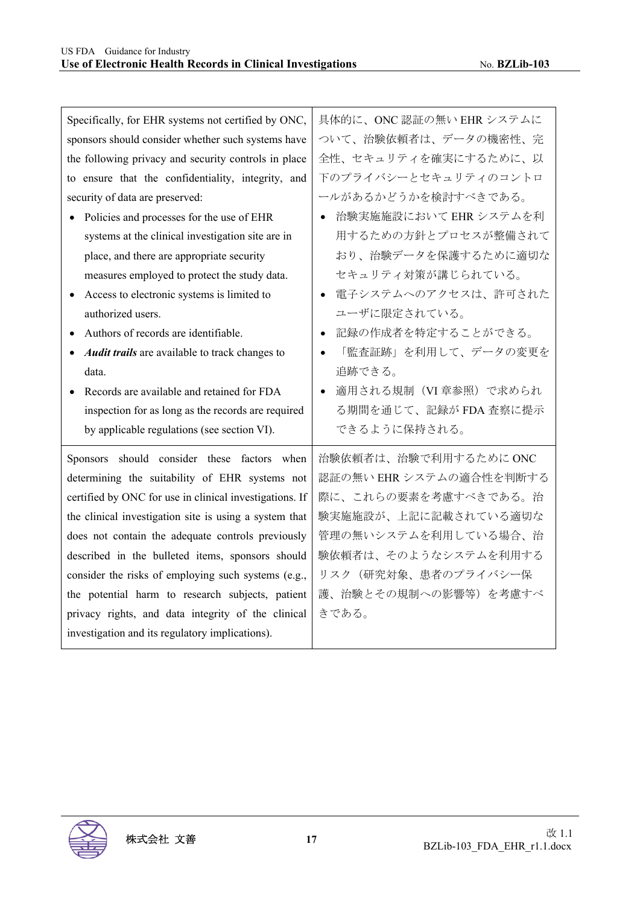| Specifically, for EHR systems not certified by ONC, sponsors should consider whether such systems have the following privacy and security controls in place to ensure that the confidentiality, integrity, and security of data are preserved:<br>• Policies and processes for the use of EHR systems at the clinical investigation site are in place, and there are appropriate security measures employed to protect the study data.<br>• Access to electronic systems is limited to authorized users.<br>• Authors of records are identifiable.<br>• ***Audit trails*** are available to track changes to data.<br>• Records are available and retained for FDA inspection for as long as the records are required by applicable regulations (see section VI). | 具体的に、ONC 認証の無い EHR システムについて、治験依頼者は、データの機密性、完全性、セキュリティを確実にするために、以下のプライバシーとセキュリティのコントロールがあるかどうかを検討すべきである。<br>• 治験実施施設において EHR システムを利用するための方針とプロセスが整備されており、治験データを保護するために適切なセキュリティ対策が講じられている。<br>• 電子システムへのアクセスは、許可されたユーザに限定されている。<br>• 記録の作成者を特定することができる。<br>• 「監査証跡」を利用して、データの変更を追跡できる。<br>• 適用される規制（VI 章参照）で求められる期間を通じて、記録が FDA 査察に提示できるように保持される。 |
|---|---|
| Sponsors should consider these factors when determining the suitability of EHR systems not certified by ONC for use in clinical investigations. If the clinical investigation site is using a system that does not contain the adequate controls previously described in the bulleted items, sponsors should consider the risks of employing such systems (e.g., the potential harm to research subjects, patient privacy rights, and data integrity of the clinical investigation and its regulatory implications). | 治験依頼者は、治験で利用するために ONC 認証の無い EHR システムの適合性を判断する際に、これらの要素を考慮すべきである。治験実施施設が、上記に記載されている適切な管理の無いシステムを利用している場合、治験依頼者は、そのようなシステムを利用するリスク（研究対象、患者のプライバシー保護、治験とその規制への影響等）を考慮すべきである。 |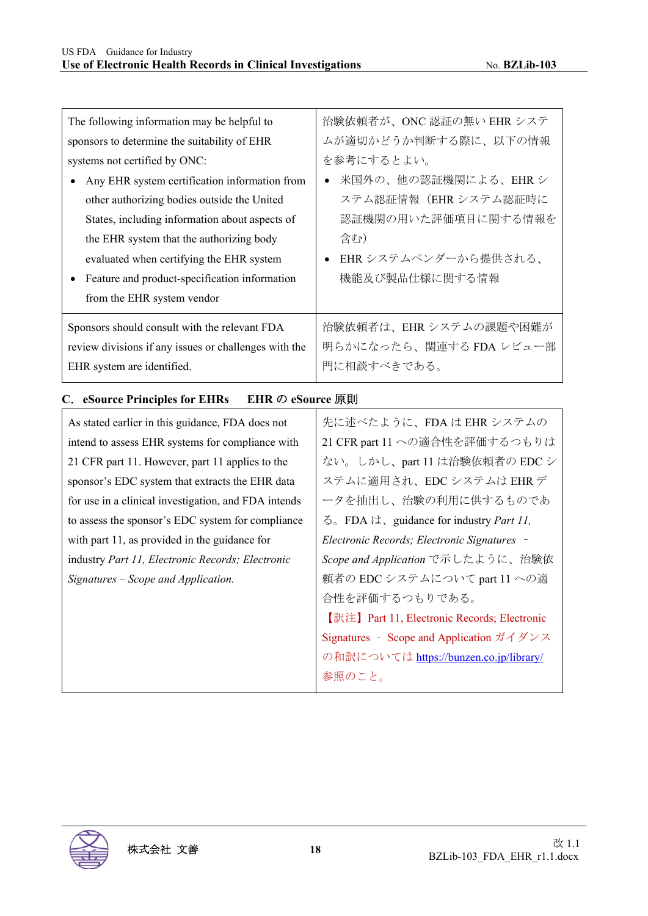| The following information may be helpful to sponsors to determine the suitability of EHR systems not certified by ONC:<br>• Any EHR system certification information from other authorizing bodies outside the United States, including information about aspects of the EHR system that the authorizing body evaluated when certifying the EHR system<br>• Feature and product-specification information from the EHR system vendor | 治験依頼者が、ONC 認証の無い EHR システムが適切かどうか判断する際に、以下の情報を参考にするとよい。<br>• 米国外の、他の認証機関による、EHR システム認証情報（EHR システム認証時に認証機関の用いた評価項目に関する情報を含む）<br>• EHR システムベンダーから提供される、機能及び製品仕様に関する情報 |
|---|---|
| Sponsors should consult with the relevant FDA review divisions if any issues or challenges with the EHR system are identified. | 治験依頼者は、EHR システムの課題や困難が明らかになったら、関連する FDA レビュー部門に相談すべきである。 |

### C. eSource Principles for EHRs　EHR の eSource 原則

| As stated earlier in this guidance, FDA does not intend to assess EHR systems for compliance with 21 CFR part 11. However, part 11 applies to the sponsor's EDC system that extracts the EHR data for use in a clinical investigation, and FDA intends to assess the sponsor's EDC system for compliance with part 11, as provided in the guidance for industry *Part 11, Electronic Records; Electronic Signatures – Scope and Application*. | 先に述べたように、FDA は EHR システムの 21 CFR part 11 への適合性を評価するつもりはない。しかし、part 11 は治験依頼者の EDC システムに適用され、EDC システムは EHR データを抽出し、治験の利用に供するものである。FDA は、guidance for industry *Part 11, Electronic Records; Electronic Signatures – Scope and Application* で示したように、治験依頼者の EDC システムについて part 11 への適合性を評価するつもりである。<br>【訳注】Part 11, Electronic Records; Electronic Signatures – Scope and Application ガイダンスの和訳については https://bunzen.co.jp/library/ 参照のこと。 |
|---|---|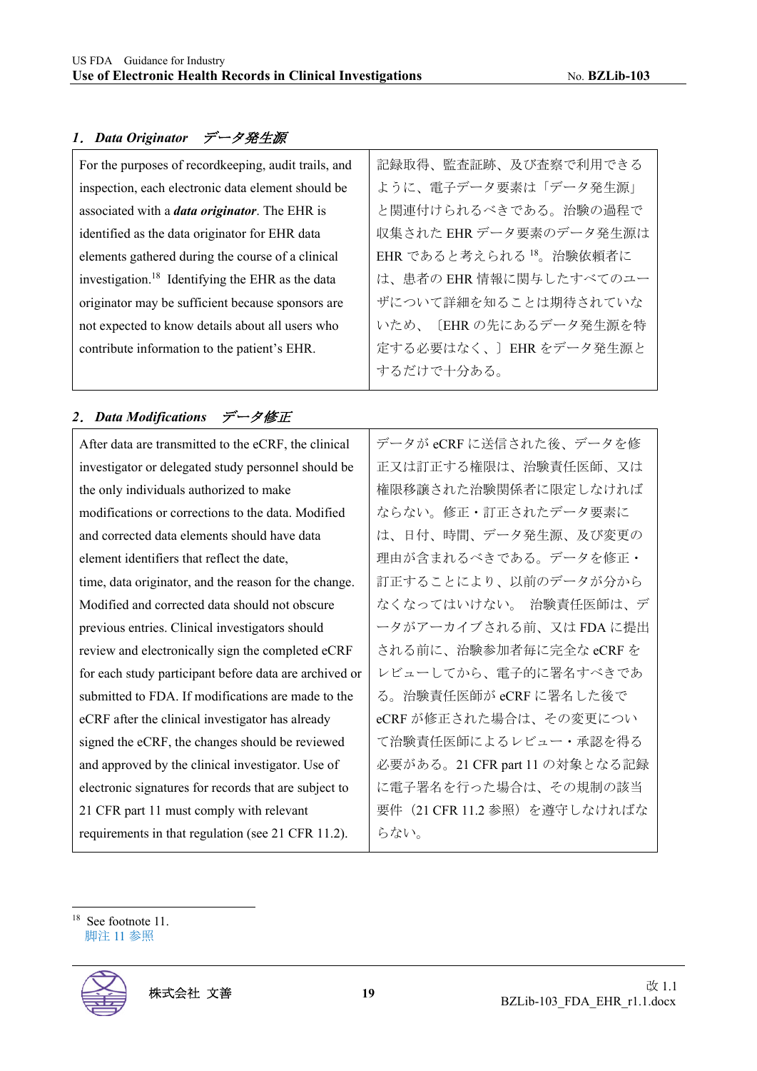### *1. Data Originator　データ発生源*

| For the purposes of recordkeeping, audit trails, and inspection, each electronic data element should be associated with a ***data originator***. The EHR is identified as the data originator for EHR data elements gathered during the course of a clinical investigation.[18] Identifying the EHR as the data originator may be sufficient because sponsors are not expected to know details about all users who contribute information to the patient's EHR. | 記録取得、監査証跡、及び査察で利用できるように、電子データ要素は「データ発生源」と関連付けられるべきである。治験の過程で収集された EHR データ要素のデータ発生源は EHR であると考えられる [18]。治験依頼者には、患者の EHR 情報に関与したすべてのユーザについて詳細を知ることは期待されていないため、〔EHR の先にあるデータ発生源を特定する必要はなく、〕EHR をデータ発生源とするだけで十分である。 |
|---|---|

### *2. Data Modifications　データ修正*

| After data are transmitted to the eCRF, the clinical investigator or delegated study personnel should be the only individuals authorized to make modifications or corrections to the data. Modified and corrected data elements should have data element identifiers that reflect the date, time, data originator, and the reason for the change. Modified and corrected data should not obscure previous entries. Clinical investigators should review and electronically sign the completed eCRF for each study participant before data are archived or submitted to FDA. If modifications are made to the eCRF after the clinical investigator has already signed the eCRF, the changes should be reviewed and approved by the clinical investigator. Use of electronic signatures for records that are subject to 21 CFR part 11 must comply with relevant requirements in that regulation (see 21 CFR 11.2). | データが eCRF に送信された後、データを修正又は訂正する権限は、治験責任医師、又は権限移譲された治験関係者に限定しなければならない。修正・訂正されたデータ要素には、日付、時間、データ発生源、及び変更の理由が含まれるべきである。データを修正・訂正することにより、以前のデータが分からなくなってはいけない。 治験責任医師は、データがアーカイブされる前、又は FDA に提出される前に、治験参加者毎に完全な eCRF をレビューしてから、電子的に署名すべきである。治験責任医師が eCRF に署名した後で eCRF が修正された場合は、その変更について治験責任医師によるレビュー・承認を得る必要がある。21 CFR part 11 の対象となる記録に電子署名を行った場合は、その規制の該当要件（21 CFR 11.2 参照）を遵守しなければならない。 |
|---|---|

[18] See footnote 11.
脚注 11 参照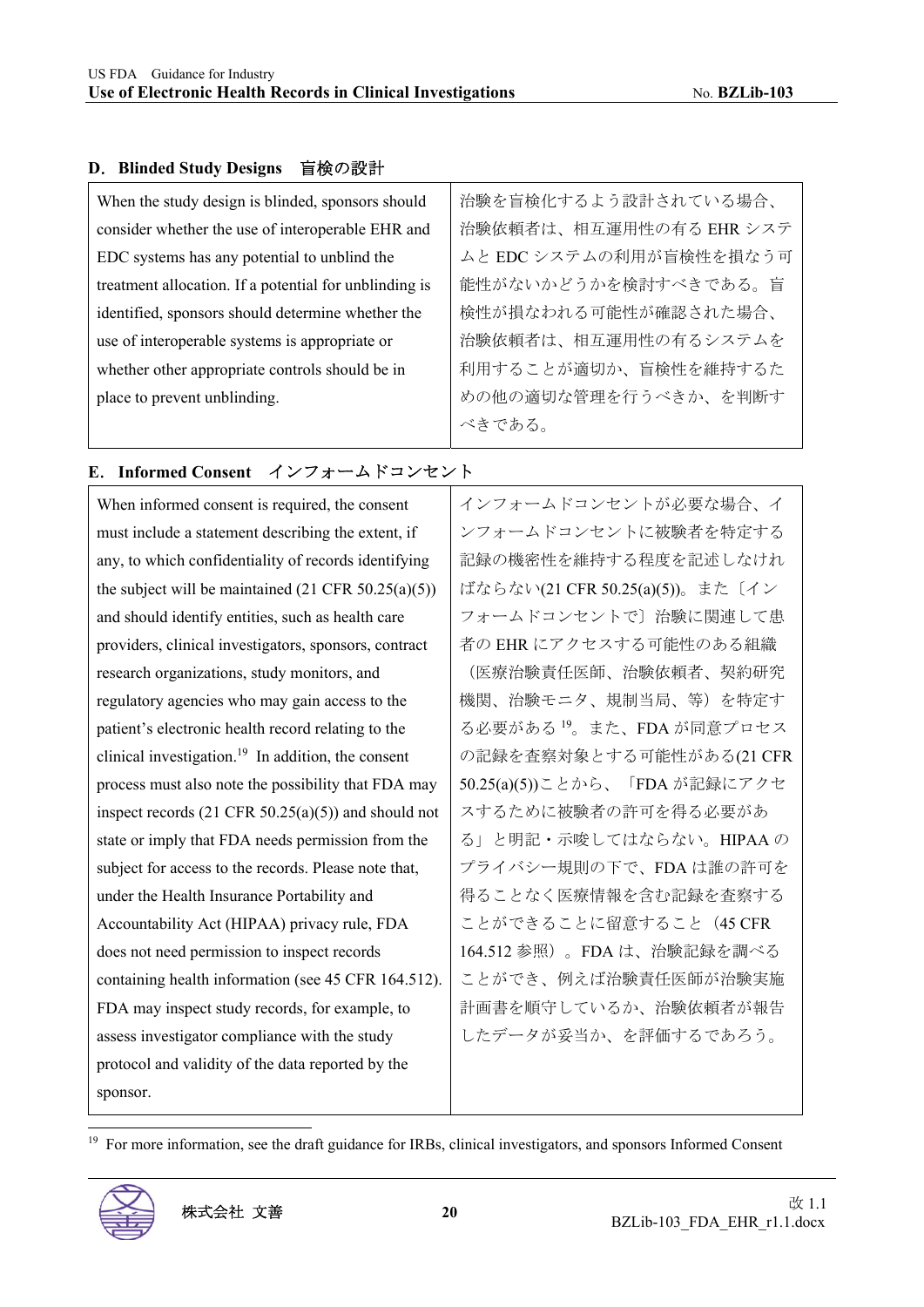## D. Blinded Study Designs　盲検の設計

| | |
|---|---|
| When the study design is blinded, sponsors should consider whether the use of interoperable EHR and EDC systems has any potential to unblind the treatment allocation. If a potential for unblinding is identified, sponsors should determine whether the use of interoperable systems is appropriate or whether other appropriate controls should be in place to prevent unblinding. | 治験を盲検化するよう設計されている場合、治験依頼者は、相互運用性の有る EHR システムと EDC システムの利用が盲検性を損なう可能性がないかどうかを検討すべきである。盲検性が損なわれる可能性が確認された場合、治験依頼者は、相互運用性の有るシステムを利用することが適切か、盲検性を維持するための他の適切な管理を行うべきか、を判断すべきである。 |

## E. Informed Consent　インフォームドコンセント

| | |
|---|---|
| When informed consent is required, the consent must include a statement describing the extent, if any, to which confidentiality of records identifying the subject will be maintained (21 CFR 50.25(a)(5)) and should identify entities, such as health care providers, clinical investigators, sponsors, contract research organizations, study monitors, and regulatory agencies who may gain access to the patient's electronic health record relating to the clinical investigation.[19] In addition, the consent process must also note the possibility that FDA may inspect records (21 CFR 50.25(a)(5)) and should not state or imply that FDA needs permission from the subject for access to the records. Please note that, under the Health Insurance Portability and Accountability Act (HIPAA) privacy rule, FDA does not need permission to inspect records containing health information (see 45 CFR 164.512). FDA may inspect study records, for example, to assess investigator compliance with the study protocol and validity of the data reported by the sponsor. | インフォームドコンセントが必要な場合、インフォームドコンセントに被験者を特定する記録の機密性を維持する程度を記述しなければならない(21 CFR 50.25(a)(5))。また〔インフォームドコンセントで〕治験に関連して患者の EHR にアクセスする可能性のある組織（医療治験責任医師、治験依頼者、契約研究機関、治験モニタ、規制当局、等）を特定する必要がある[19]。また、FDA が同意プロセスの記録を査察対象とする可能性がある(21 CFR 50.25(a)(5))ことから、「FDA が記録にアクセスするために被験者の許可を得る必要がある」と明記・示唆してはならない。HIPAA のプライバシー規則の下で、FDA は誰の許可を得ることなく医療情報を含む記録を査察することができることに留意すること（45 CFR 164.512 参照）。FDA は、治験記録を調べることができ、例えば治験責任医師が治験実施計画書を順守しているか、治験依頼者が報告したデータが妥当か、を評価するであろう。 |

[19] For more information, see the draft guidance for IRBs, clinical investigators, and sponsors Informed Consent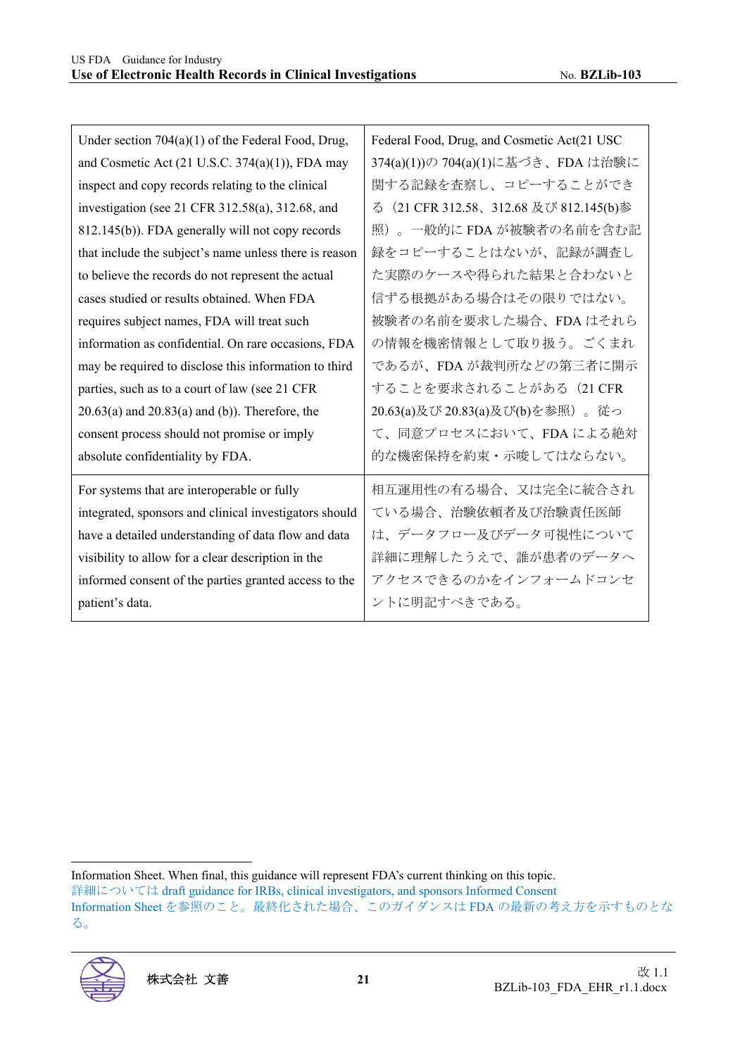| Under section 704(a)(1) of the Federal Food, Drug, and Cosmetic Act (21 U.S.C. 374(a)(1)), FDA may inspect and copy records relating to the clinical investigation (see 21 CFR 312.58(a), 312.68, and 812.145(b)). FDA generally will not copy records that include the subject's name unless there is reason to believe the records do not represent the actual cases studied or results obtained. When FDA requires subject names, FDA will treat such information as confidential. On rare occasions, FDA may be required to disclose this information to third parties, such as to a court of law (see 21 CFR 20.63(a) and 20.83(a) and (b)). Therefore, the consent process should not promise or imply absolute confidentiality by FDA. | Federal Food, Drug, and Cosmetic Act(21 USC 374(a)(1))の 704(a)(1)に基づき、FDA は治験に関する記録を査察し、コピーすることができる（21 CFR 312.58、312.68 及び 812.145(b)参照）。一般的に FDA が被験者の名前を含む記録をコピーすることはないが、記録が調査した実際のケースや得られた結果と合わないと信ずる根拠がある場合はその限りではない。被験者の名前を要求した場合、FDA はそれらの情報を機密情報として取り扱う。ごくまれであるが、FDA が裁判所などの第三者に開示することを要求されることがある（21 CFR 20.63(a)及び 20.83(a)及び(b)を参照）。従って、同意プロセスにおいて、FDA による絶対的な機密保持を約束・示唆してはならない。 |
|---|---|
| For systems that are interoperable or fully integrated, sponsors and clinical investigators should have a detailed understanding of data flow and data visibility to allow for a clear description in the informed consent of the parties granted access to the patient's data. | 相互運用性の有る場合、又は完全に統合されている場合、治験依頼者及び治験責任医師は、データフロー及びデータ可視性について詳細に理解したうえで、誰が患者のデータへアクセスできるのかをインフォームドコンセントに明記すべきである。 |

Information Sheet. When final, this guidance will represent FDA's current thinking on this topic.
詳細については draft guidance for IRBs, clinical investigators, and sponsors Informed Consent Information Sheet を参照のこと。最終化された場合、このガイダンスは FDA の最新の考え方を示すものとなる。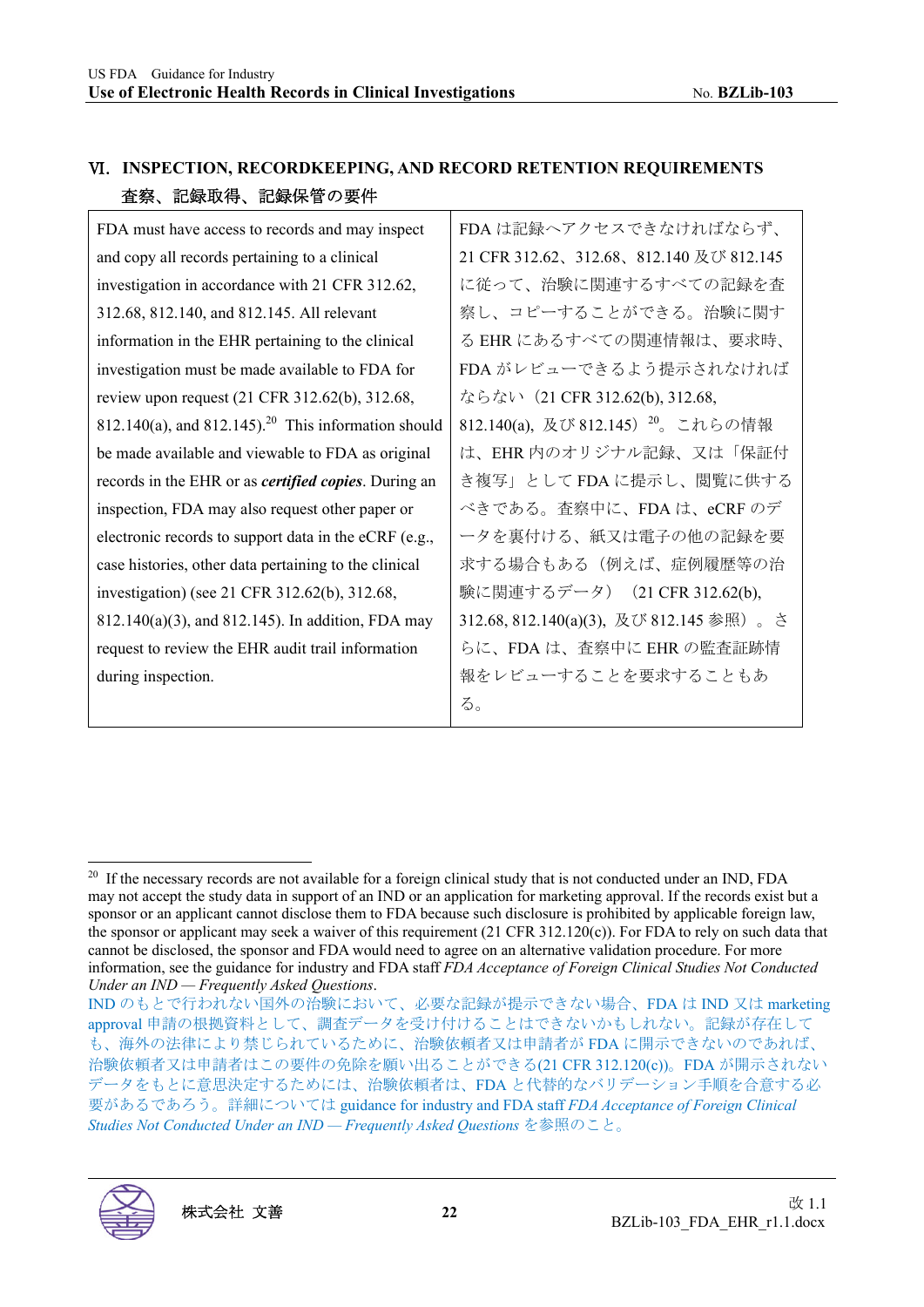## VI. INSPECTION, RECORDKEEPING, AND RECORD RETENTION REQUIREMENTS
## 査察、記録取得、記録保管の要件

| | |
|---|---|
| FDA must have access to records and may inspect and copy all records pertaining to a clinical investigation in accordance with 21 CFR 312.62, 312.68, 812.140, and 812.145. All relevant information in the EHR pertaining to the clinical investigation must be made available to FDA for review upon request (21 CFR 312.62(b), 312.68, 812.140(a), and 812.145).[20] This information should be made available and viewable to FDA as original records in the EHR or as ***certified copies***. During an inspection, FDA may also request other paper or electronic records to support data in the eCRF (e.g., case histories, other data pertaining to the clinical investigation) (see 21 CFR 312.62(b), 312.68, 812.140(a)(3), and 812.145). In addition, FDA may request to review the EHR audit trail information during inspection. | FDA は記録へアクセスできなければならず、21 CFR 312.62、312.68、812.140 及び 812.145 に従って、治験に関連するすべての記録を査察し、コピーすることができる。治験に関する EHR にあるすべての関連情報は、要求時、FDA がレビューできるよう提示されなければならない（21 CFR 312.62(b), 312.68, 812.140(a), 及び 812.145）[20]。これらの情報は、EHR 内のオリジナル記録、又は「保証付き複写」として FDA に提示し、閲覧に供するべきである。査察中に、FDA は、eCRF のデータを裏付ける、紙又は電子の他の記録を要求する場合もある（例えば、症例履歴等の治験に関連するデータ）（21 CFR 312.62(b), 312.68, 812.140(a)(3), 及び 812.145 参照）。さらに、FDA は、査察中に EHR の監査証跡情報をレビューすることを要求することもある。 |

---

[20] If the necessary records are not available for a foreign clinical study that is not conducted under an IND, FDA may not accept the study data in support of an IND or an application for marketing approval. If the records exist but a sponsor or an applicant cannot disclose them to FDA because such disclosure is prohibited by applicable foreign law, the sponsor or applicant may seek a waiver of this requirement (21 CFR 312.120(c)). For FDA to rely on such data that cannot be disclosed, the sponsor and FDA would need to agree on an alternative validation procedure. For more information, see the guidance for industry and FDA staff *FDA Acceptance of Foreign Clinical Studies Not Conducted Under an IND — Frequently Asked Questions*.

IND のもとで行われない国外の治験において、必要な記録が提示できない場合、FDA は IND 又は marketing approval 申請の根拠資料として、調査データを受け付けることはできないかもしれない。記録が存在しても、海外の法律により禁じられているために、治験依頼者又は申請者が FDA に開示できないのであれば、治験依頼者又は申請者はこの要件の免除を願い出ることができる(21 CFR 312.120(c))。FDA が開示されないデータをもとに意思決定するためには、治験依頼者は、FDA と代替的なバリデーション手順を合意する必要があるであろう。詳細については guidance for industry and FDA staff *FDA Acceptance of Foreign Clinical Studies Not Conducted Under an IND — Frequently Asked Questions* を参照のこと。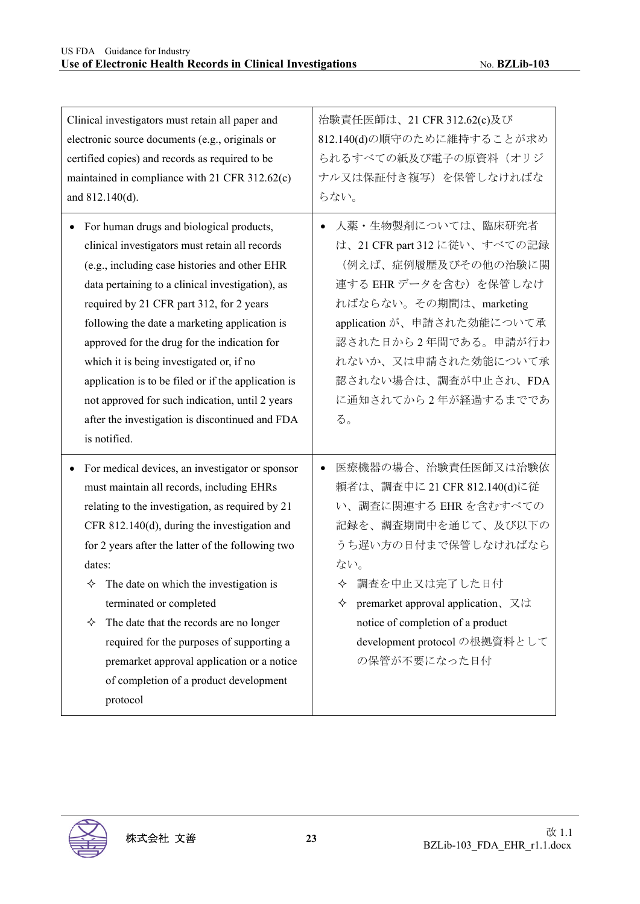| Clinical investigators must retain all paper and electronic source documents (e.g., originals or certified copies) and records as required to be maintained in compliance with 21 CFR 312.62(c) and 812.140(d). | 治験責任医師は、21 CFR 312.62(c)及び812.140(d)の順守のために維持することが求められるすべての紙及び電子の原資料（オリジナル又は保証付き複写）を保管しなければならない。 |
|---|---|
| • For human drugs and biological products, clinical investigators must retain all records (e.g., including case histories and other EHR data pertaining to a clinical investigation), as required by 21 CFR part 312, for 2 years following the date a marketing application is approved for the drug for the indication for which it is being investigated or, if no application is to be filed or if the application is not approved for such indication, until 2 years after the investigation is discontinued and FDA is notified. | • 人薬・生物製剤については、臨床研究者は、21 CFR part 312 に従い、すべての記録（例えば、症例履歴及びその他の治験に関連する EHR データを含む）を保管しなければならない。その期間は、marketing application が、申請された効能について承認された日から 2 年間である。申請が行われないか、又は申請された効能について承認されない場合は、調査が中止され、FDA に通知されてから 2 年が経過するまでである。 |
| • For medical devices, an investigator or sponsor must maintain all records, including EHRs relating to the investigation, as required by 21 CFR 812.140(d), during the investigation and for 2 years after the latter of the following two dates:<br>✧ The date on which the investigation is terminated or completed<br>✧ The date that the records are no longer required for the purposes of supporting a premarket approval application or a notice of completion of a product development protocol | • 医療機器の場合、治験責任医師又は治験依頼者は、調査中に 21 CFR 812.140(d)に従い、調査に関連する EHR を含むすべての記録を、調査期間中を通じて、及び以下のうち遅い方の日付まで保管しなければならない。<br>✧ 調査を中止又は完了した日付<br>✧ premarket approval application、又は notice of completion of a product development protocol の根拠資料としての保管が不要になった日付 |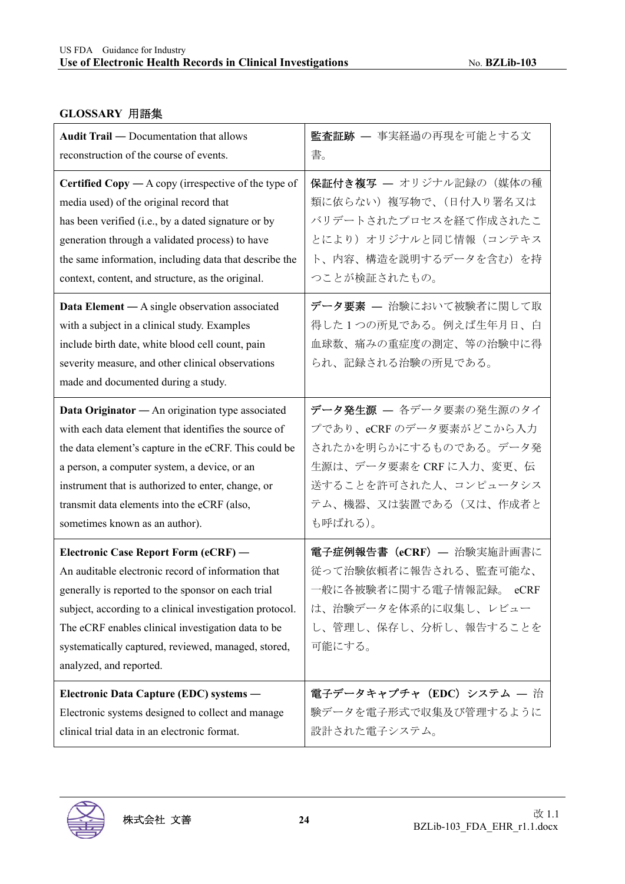## GLOSSARY 用語集

| | |
|---|---|
| **Audit Trail —** Documentation that allows reconstruction of the course of events. | **監査証跡 —** 事実経過の再現を可能とする文書。 |
| **Certified Copy —** A copy (irrespective of the type of media used) of the original record that has been verified (i.e., by a dated signature or by generation through a validated process) to have the same information, including data that describe the context, content, and structure, as the original. | **保証付き複写 —** オリジナル記録の（媒体の種類に依らない）複写物で、（日付入り署名又はバリデートされたプロセスを経て作成されたことにより）オリジナルと同じ情報（コンテキスト、内容、構造を説明するデータを含む）を持つことが検証されたもの。 |
| **Data Element —** A single observation associated with a subject in a clinical study. Examples include birth date, white blood cell count, pain severity measure, and other clinical observations made and documented during a study. | **データ要素 —** 治験において被験者に関して取得した 1 つの所見である。例えば生年月日、白血球数、痛みの重症度の測定、等の治験中に得られ、記録される治験の所見である。 |
| **Data Originator —** An origination type associated with each data element that identifies the source of the data element's capture in the eCRF. This could be a person, a computer system, a device, or an instrument that is authorized to enter, change, or transmit data elements into the eCRF (also, sometimes known as an author). | **データ発生源 —** 各データ要素の発生源のタイプであり、eCRF のデータ要素がどこから入力されたかを明らかにするものである。データ発生源は、データ要素を CRF に入力、変更、伝送することを許可された人、コンピュータシステム、機器、又は装置である（又は、作成者とも呼ばれる）。 |
| **Electronic Case Report Form (eCRF) —** An auditable electronic record of information that generally is reported to the sponsor on each trial subject, according to a clinical investigation protocol. The eCRF enables clinical investigation data to be systematically captured, reviewed, managed, stored, analyzed, and reported. | **電子症例報告書（eCRF）—** 治験実施計画書に従って治験依頼者に報告される、監査可能な、一般に各被験者に関する電子情報記録。 eCRF は、治験データを体系的に収集し、レビューし、管理し、保存し、分析し、報告することを可能にする。 |
| **Electronic Data Capture (EDC) systems —** Electronic systems designed to collect and manage clinical trial data in an electronic format. | **電子データキャプチャ（EDC）システム —** 治験データを電子形式で収集及び管理するように設計された電子システム。 |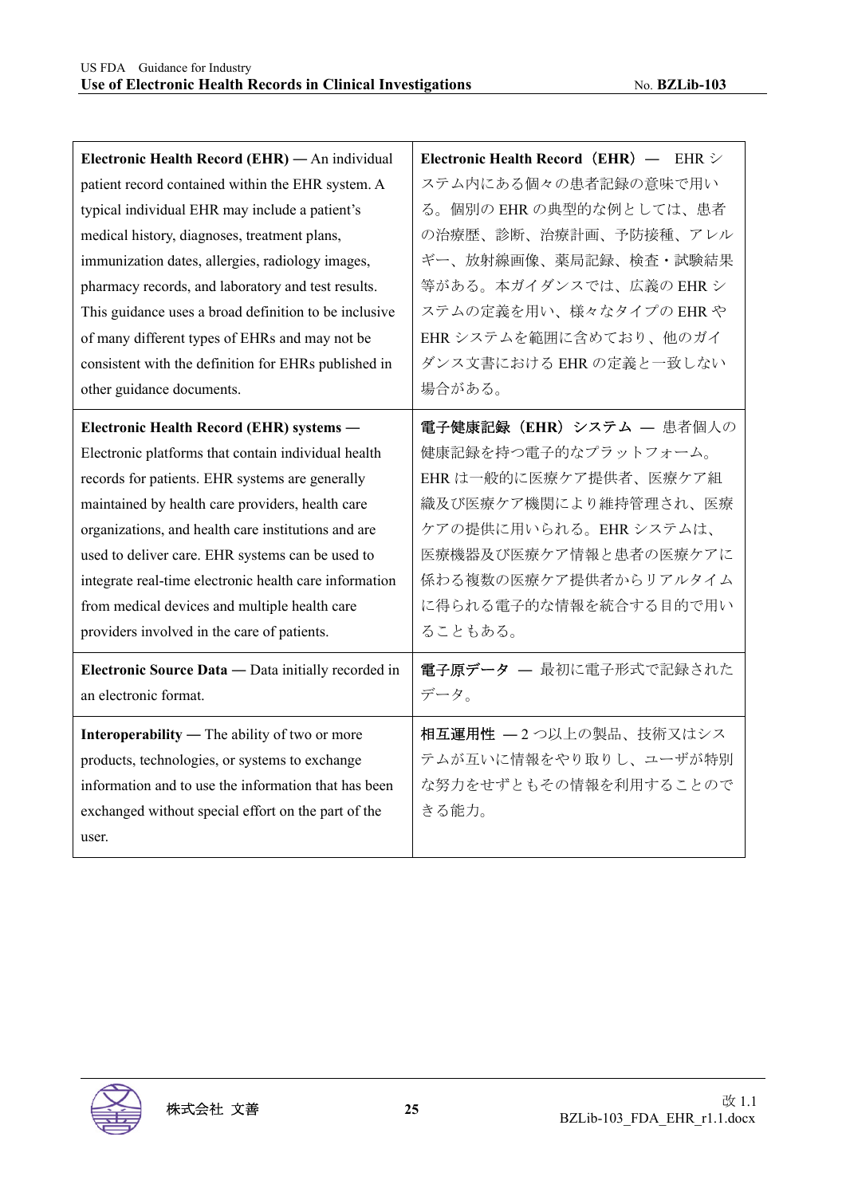| **Electronic Health Record (EHR) —** An individual patient record contained within the EHR system. A typical individual EHR may include a patient's medical history, diagnoses, treatment plans, immunization dates, allergies, radiology images, pharmacy records, and laboratory and test results. This guidance uses a broad definition to be inclusive of many different types of EHRs and may not be consistent with the definition for EHRs published in other guidance documents. | **Electronic Health Record（EHR）—** EHR システム内にある個々の患者記録の意味で用いる。個別の EHR の典型的な例としては、患者の治療歴、診断、治療計画、予防接種、アレルギー、放射線画像、薬局記録、検査・試験結果等がある。本ガイダンスでは、広義の EHR システムの定義を用い、様々なタイプの EHR や EHR システムを範囲に含めており、他のガイダンス文書における EHR の定義と一致しない場合がある。 |
|---|---|
| **Electronic Health Record (EHR) systems —** Electronic platforms that contain individual health records for patients. EHR systems are generally maintained by health care providers, health care organizations, and health care institutions and are used to deliver care. EHR systems can be used to integrate real-time electronic health care information from medical devices and multiple health care providers involved in the care of patients. | **電子健康記録（EHR）システム —** 患者個人の健康記録を持つ電子的なプラットフォーム。EHR は一般的に医療ケア提供者、医療ケア組織及び医療ケア機関により維持管理され、医療ケアの提供に用いられる。EHR システムは、医療機器及び医療ケア情報と患者の医療ケアに係わる複数の医療ケア提供者からリアルタイムに得られる電子的な情報を統合する目的で用いることもある。 |
| **Electronic Source Data —** Data initially recorded in an electronic format. | **電子原データ —** 最初に電子形式で記録されたデータ。 |
| **Interoperability —** The ability of two or more products, technologies, or systems to exchange information and to use the information that has been exchanged without special effort on the part of the user. | **相互運用性 —** 2 つ以上の製品、技術又はシステムが互いに情報をやり取りし、ユーザが特別な努力をせずともその情報を利用することのできる能力。 |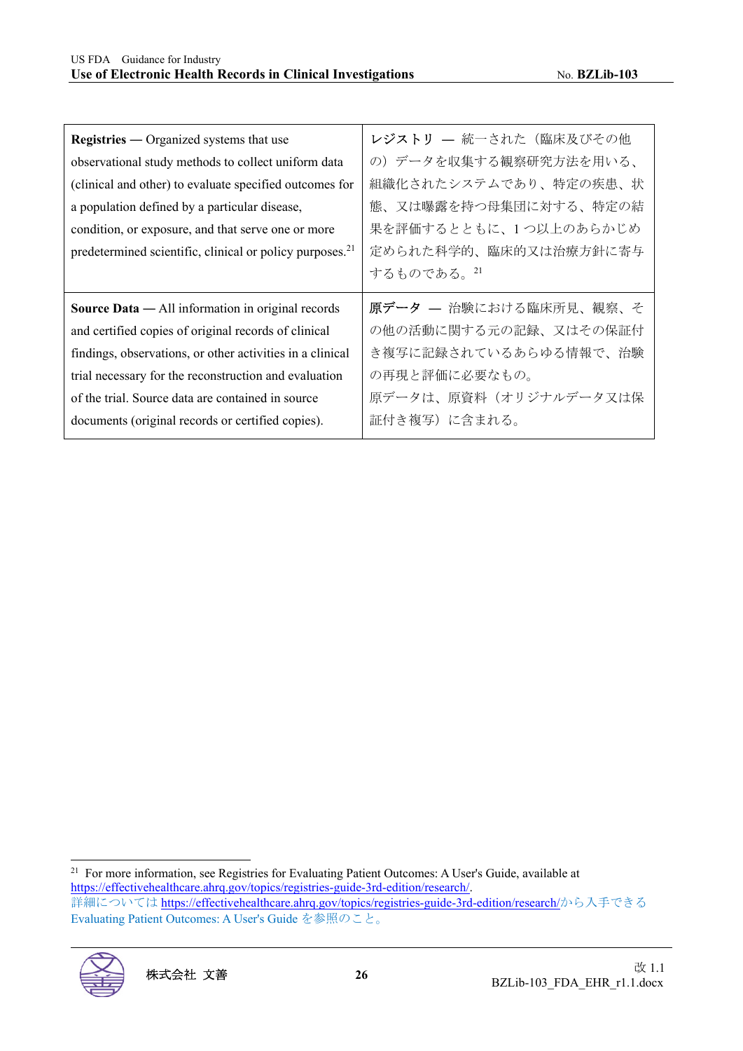| | |
|---|---|
| **Registries —** Organized systems that use observational study methods to collect uniform data (clinical and other) to evaluate specified outcomes for a population defined by a particular disease, condition, or exposure, and that serve one or more predetermined scientific, clinical or policy purposes.[21] | **レジストリ —** 統一された（臨床及びその他の）データを収集する観察研究方法を用いる、組織化されたシステムであり、特定の疾患、状態、又は曝露を持つ母集団に対する、特定の結果を評価するとともに、1 つ以上のあらかじめ定められた科学的、臨床的又は治療方針に寄与するものである。[21] |
| **Source Data —** All information in original records and certified copies of original records of clinical findings, observations, or other activities in a clinical trial necessary for the reconstruction and evaluation of the trial. Source data are contained in source documents (original records or certified copies). | **原データ —** 治験における臨床所見、観察、その他の活動に関する元の記録、又はその保証付き複写に記録されているあらゆる情報で、治験の再現と評価に必要なもの。<br>原データは、原資料（オリジナルデータ又は保証付き複写）に含まれる。 |

[21] For more information, see Registries for Evaluating Patient Outcomes: A User's Guide, available at https://effectivehealthcare.ahrq.gov/topics/registries-guide-3rd-edition/research/.
詳細については https://effectivehealthcare.ahrq.gov/topics/registries-guide-3rd-edition/research/から入手できる Evaluating Patient Outcomes: A User's Guide を参照のこと。